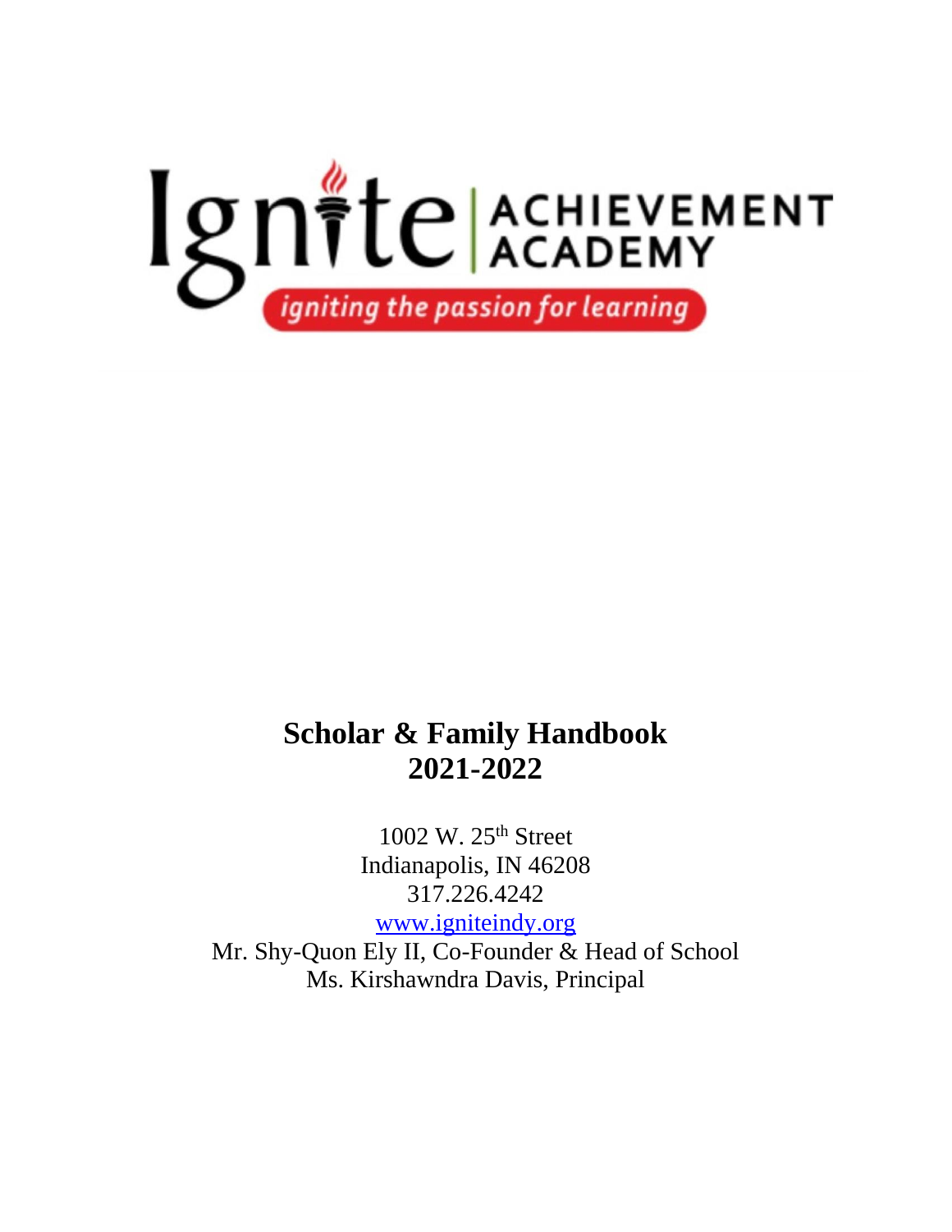Ignite ACHIEVEMENT ACADEMY

*igniting the passion for learning*

# Scholar & Family Handbook 2021-2022

1002 W. 25th Street
Indianapolis, IN 46208
317.226.4242
[www.igniteindy.org](http://www.igniteindy.org)
Mr. Shy-Quon Ely II, Co-Founder & Head of School
Ms. Kirshawndra Davis, Principal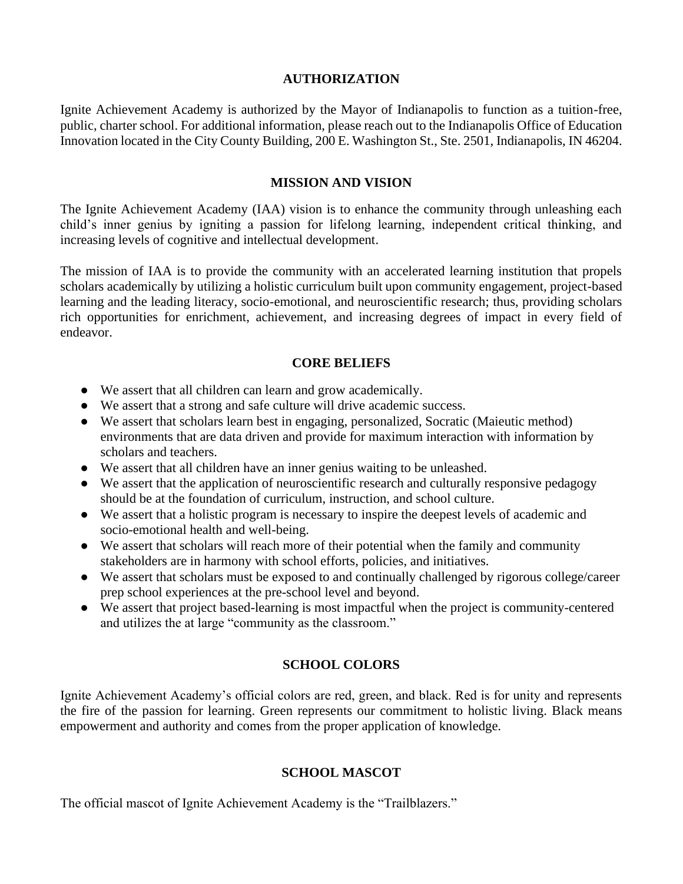## AUTHORIZATION

Ignite Achievement Academy is authorized by the Mayor of Indianapolis to function as a tuition-free, public, charter school. For additional information, please reach out to the Indianapolis Office of Education Innovation located in the City County Building, 200 E. Washington St., Ste. 2501, Indianapolis, IN 46204.

## MISSION AND VISION

The Ignite Achievement Academy (IAA) vision is to enhance the community through unleashing each child's inner genius by igniting a passion for lifelong learning, independent critical thinking, and increasing levels of cognitive and intellectual development.

The mission of IAA is to provide the community with an accelerated learning institution that propels scholars academically by utilizing a holistic curriculum built upon community engagement, project-based learning and the leading literacy, socio-emotional, and neuroscientific research; thus, providing scholars rich opportunities for enrichment, achievement, and increasing degrees of impact in every field of endeavor.

## CORE BELIEFS

- We assert that all children can learn and grow academically.
- We assert that a strong and safe culture will drive academic success.
- We assert that scholars learn best in engaging, personalized, Socratic (Maieutic method) environments that are data driven and provide for maximum interaction with information by scholars and teachers.
- We assert that all children have an inner genius waiting to be unleashed.
- We assert that the application of neuroscientific research and culturally responsive pedagogy should be at the foundation of curriculum, instruction, and school culture.
- We assert that a holistic program is necessary to inspire the deepest levels of academic and socio-emotional health and well-being.
- We assert that scholars will reach more of their potential when the family and community stakeholders are in harmony with school efforts, policies, and initiatives.
- We assert that scholars must be exposed to and continually challenged by rigorous college/career prep school experiences at the pre-school level and beyond.
- We assert that project based-learning is most impactful when the project is community-centered and utilizes the at large "community as the classroom."

## SCHOOL COLORS

Ignite Achievement Academy's official colors are red, green, and black. Red is for unity and represents the fire of the passion for learning. Green represents our commitment to holistic living. Black means empowerment and authority and comes from the proper application of knowledge.

## SCHOOL MASCOT

The official mascot of Ignite Achievement Academy is the "Trailblazers."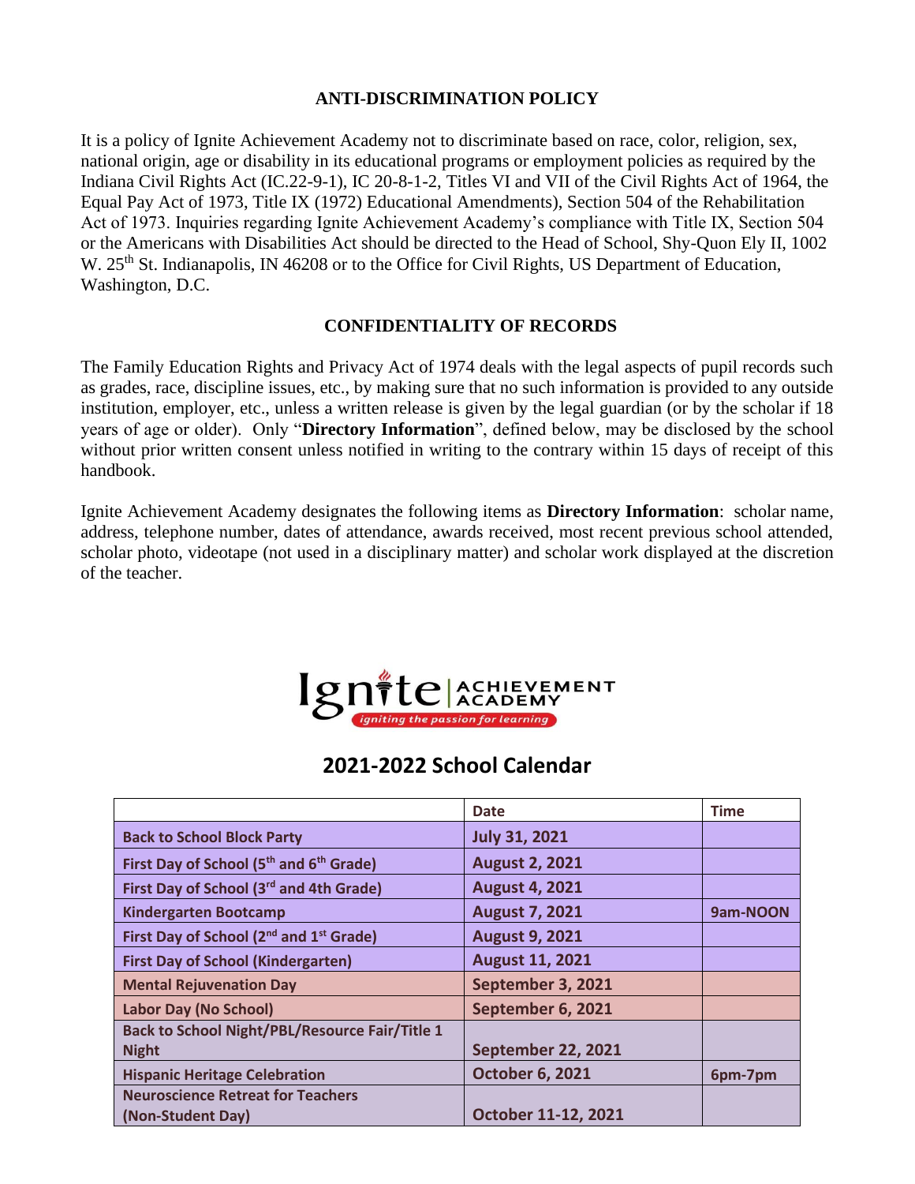## ANTI-DISCRIMINATION POLICY

It is a policy of Ignite Achievement Academy not to discriminate based on race, color, religion, sex, national origin, age or disability in its educational programs or employment policies as required by the Indiana Civil Rights Act (IC.22-9-1), IC 20-8-1-2, Titles VI and VII of the Civil Rights Act of 1964, the Equal Pay Act of 1973, Title IX (1972) Educational Amendments), Section 504 of the Rehabilitation Act of 1973. Inquiries regarding Ignite Achievement Academy's compliance with Title IX, Section 504 or the Americans with Disabilities Act should be directed to the Head of School, Shy-Quon Ely II, 1002 W. 25th St. Indianapolis, IN 46208 or to the Office for Civil Rights, US Department of Education, Washington, D.C.

## CONFIDENTIALITY OF RECORDS

The Family Education Rights and Privacy Act of 1974 deals with the legal aspects of pupil records such as grades, race, discipline issues, etc., by making sure that no such information is provided to any outside institution, employer, etc., unless a written release is given by the legal guardian (or by the scholar if 18 years of age or older). Only "**Directory Information**", defined below, may be disclosed by the school without prior written consent unless notified in writing to the contrary within 15 days of receipt of this handbook.

Ignite Achievement Academy designates the following items as **Directory Information**: scholar name, address, telephone number, dates of attendance, awards received, most recent previous school attended, scholar photo, videotape (not used in a disciplinary matter) and scholar work displayed at the discretion of the teacher.

Ignite ACHIEVEMENT ACADEMY
*igniting the passion for learning*

## 2021-2022 School Calendar

| | Date | Time |
|---|---|---|
| **Back to School Block Party** | **July 31, 2021** | |
| **First Day of School (5th and 6th Grade)** | **August 2, 2021** | |
| **First Day of School (3rd and 4th Grade)** | **August 4, 2021** | |
| **Kindergarten Bootcamp** | **August 7, 2021** | **9am-NOON** |
| **First Day of School (2nd and 1st Grade)** | **August 9, 2021** | |
| **First Day of School (Kindergarten)** | **August 11, 2021** | |
| **Mental Rejuvenation Day** | **September 3, 2021** | |
| **Labor Day (No School)** | **September 6, 2021** | |
| **Back to School Night/PBL/Resource Fair/Title 1 Night** | **September 22, 2021** | |
| **Hispanic Heritage Celebration** | **October 6, 2021** | **6pm-7pm** |
| **Neuroscience Retreat for Teachers (Non-Student Day)** | **October 11-12, 2021** | |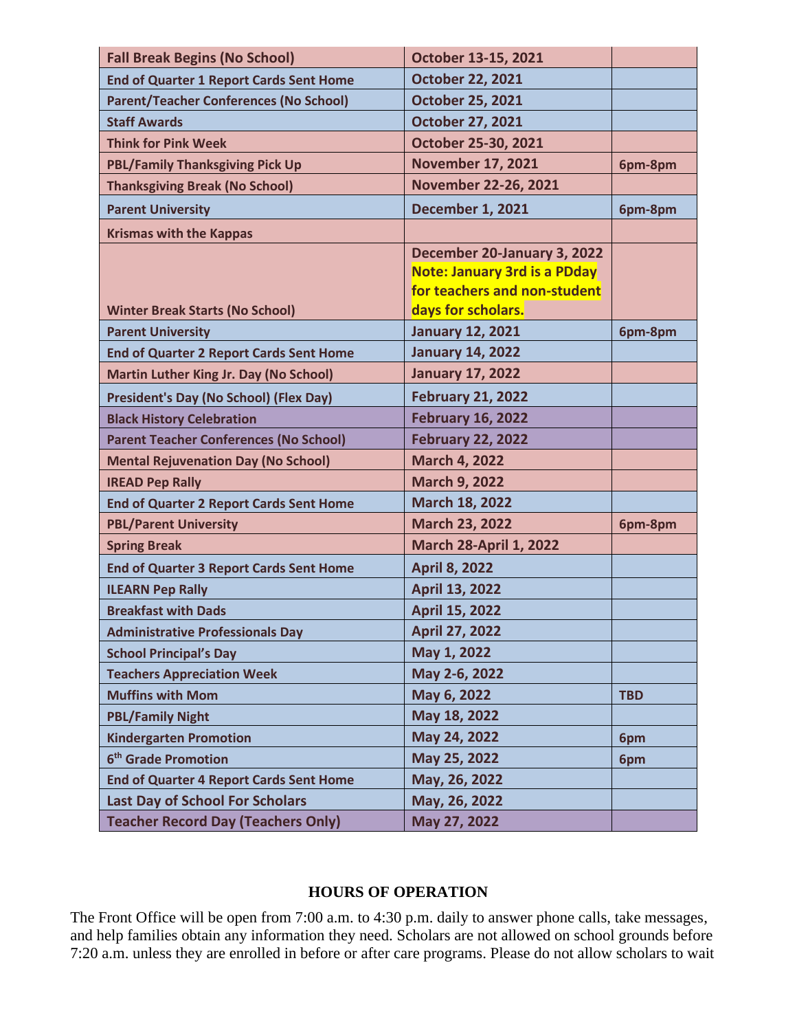| Fall Break Begins (No School) | October 13-15, 2021 | |
|---|---|---|
| End of Quarter 1 Report Cards Sent Home | October 22, 2021 | |
| Parent/Teacher Conferences (No School) | October 25, 2021 | |
| Staff Awards | October 27, 2021 | |
| Think for Pink Week | October 25-30, 2021 | |
| PBL/Family Thanksgiving Pick Up | November 17, 2021 | 6pm-8pm |
| Thanksgiving Break (No School) | November 22-26, 2021 | |
| Parent University | December 1, 2021 | 6pm-8pm |
| Krismas with the Kappas | | |
| Winter Break Starts (No School) | December 20-January 3, 2022 Note: January 3rd is a PDday for teachers and non-student days for scholars. | |
| Parent University | January 12, 2021 | 6pm-8pm |
| End of Quarter 2 Report Cards Sent Home | January 14, 2022 | |
| Martin Luther King Jr. Day (No School) | January 17, 2022 | |
| President's Day (No School) (Flex Day) | February 21, 2022 | |
| Black History Celebration | February 16, 2022 | |
| Parent Teacher Conferences (No School) | February 22, 2022 | |
| Mental Rejuvenation Day (No School) | March 4, 2022 | |
| IREAD Pep Rally | March 9, 2022 | |
| End of Quarter 2 Report Cards Sent Home | March 18, 2022 | |
| PBL/Parent University | March 23, 2022 | 6pm-8pm |
| Spring Break | March 28-April 1, 2022 | |
| End of Quarter 3 Report Cards Sent Home | April 8, 2022 | |
| ILEARN Pep Rally | April 13, 2022 | |
| Breakfast with Dads | April 15, 2022 | |
| Administrative Professionals Day | April 27, 2022 | |
| School Principal's Day | May 1, 2022 | |
| Teachers Appreciation Week | May 2-6, 2022 | |
| Muffins with Mom | May 6, 2022 | TBD |
| PBL/Family Night | May 18, 2022 | |
| Kindergarten Promotion | May 24, 2022 | 6pm |
| 6th Grade Promotion | May 25, 2022 | 6pm |
| End of Quarter 4 Report Cards Sent Home | May, 26, 2022 | |
| Last Day of School For Scholars | May, 26, 2022 | |
| Teacher Record Day (Teachers Only) | May 27, 2022 | |

## HOURS OF OPERATION

The Front Office will be open from 7:00 a.m. to 4:30 p.m. daily to answer phone calls, take messages, and help families obtain any information they need. Scholars are not allowed on school grounds before 7:20 a.m. unless they are enrolled in before or after care programs. Please do not allow scholars to wait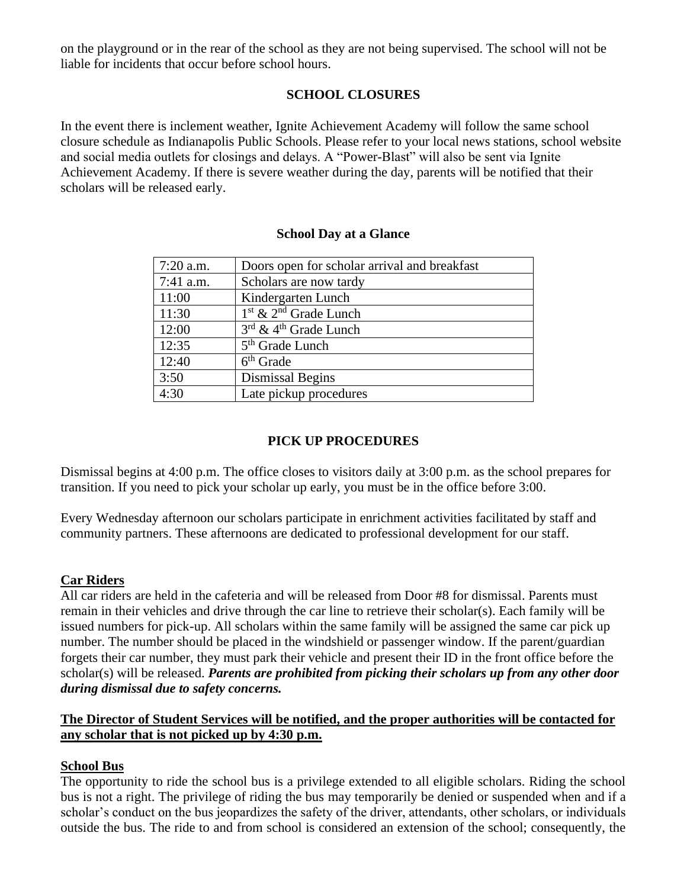on the playground or in the rear of the school as they are not being supervised. The school will not be liable for incidents that occur before school hours.

## SCHOOL CLOSURES

In the event there is inclement weather, Ignite Achievement Academy will follow the same school closure schedule as Indianapolis Public Schools. Please refer to your local news stations, school website and social media outlets for closings and delays. A "Power-Blast" will also be sent via Ignite Achievement Academy. If there is severe weather during the day, parents will be notified that their scholars will be released early.

### School Day at a Glance

| | |
|---|---|
| 7:20 a.m. | Doors open for scholar arrival and breakfast |
| 7:41 a.m. | Scholars are now tardy |
| 11:00 | Kindergarten Lunch |
| 11:30 | 1st & 2nd Grade Lunch |
| 12:00 | 3rd & 4th Grade Lunch |
| 12:35 | 5th Grade Lunch |
| 12:40 | 6th Grade |
| 3:50 | Dismissal Begins |
| 4:30 | Late pickup procedures |

## PICK UP PROCEDURES

Dismissal begins at 4:00 p.m. The office closes to visitors daily at 3:00 p.m. as the school prepares for transition. If you need to pick your scholar up early, you must be in the office before 3:00.

Every Wednesday afternoon our scholars participate in enrichment activities facilitated by staff and community partners. These afternoons are dedicated to professional development for our staff.

**Car Riders**

All car riders are held in the cafeteria and will be released from Door #8 for dismissal. Parents must remain in their vehicles and drive through the car line to retrieve their scholar(s). Each family will be issued numbers for pick-up. All scholars within the same family will be assigned the same car pick up number. The number should be placed in the windshield or passenger window. If the parent/guardian forgets their car number, they must park their vehicle and present their ID in the front office before the scholar(s) will be released. ***Parents are prohibited from picking their scholars up from any other door during dismissal due to safety concerns.***

**The Director of Student Services will be notified, and the proper authorities will be contacted for any scholar that is not picked up by 4:30 p.m.**

**School Bus**

The opportunity to ride the school bus is a privilege extended to all eligible scholars. Riding the school bus is not a right. The privilege of riding the bus may temporarily be denied or suspended when and if a scholar's conduct on the bus jeopardizes the safety of the driver, attendants, other scholars, or individuals outside the bus. The ride to and from school is considered an extension of the school; consequently, the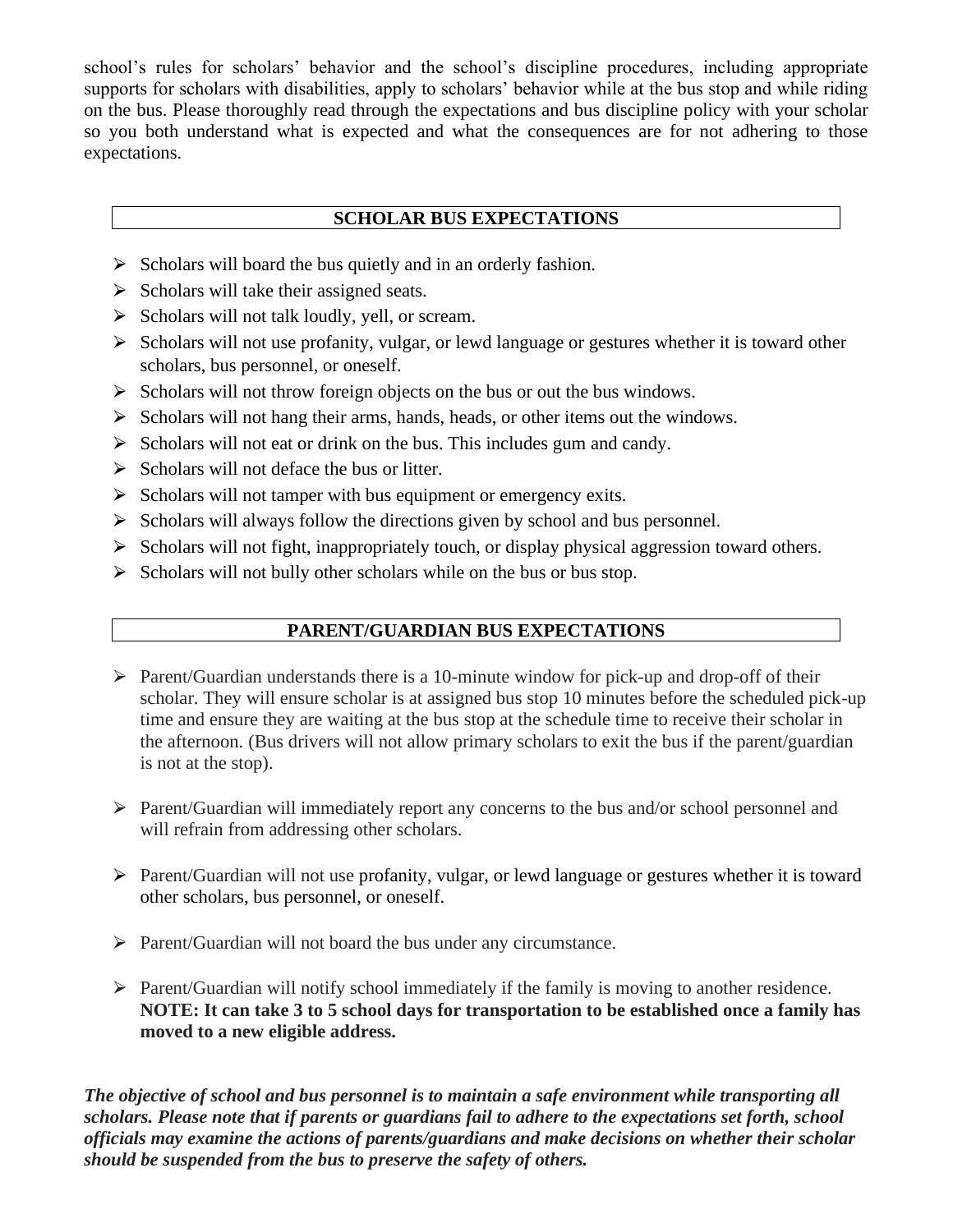school's rules for scholars' behavior and the school's discipline procedures, including appropriate supports for scholars with disabilities, apply to scholars' behavior while at the bus stop and while riding on the bus. Please thoroughly read through the expectations and bus discipline policy with your scholar so you both understand what is expected and what the consequences are for not adhering to those expectations.

## SCHOLAR BUS EXPECTATIONS

- Scholars will board the bus quietly and in an orderly fashion.
- Scholars will take their assigned seats.
- Scholars will not talk loudly, yell, or scream.
- Scholars will not use profanity, vulgar, or lewd language or gestures whether it is toward other scholars, bus personnel, or oneself.
- Scholars will not throw foreign objects on the bus or out the bus windows.
- Scholars will not hang their arms, hands, heads, or other items out the windows.
- Scholars will not eat or drink on the bus. This includes gum and candy.
- Scholars will not deface the bus or litter.
- Scholars will not tamper with bus equipment or emergency exits.
- Scholars will always follow the directions given by school and bus personnel.
- Scholars will not fight, inappropriately touch, or display physical aggression toward others.
- Scholars will not bully other scholars while on the bus or bus stop.

## PARENT/GUARDIAN BUS EXPECTATIONS

- Parent/Guardian understands there is a 10-minute window for pick-up and drop-off of their scholar. They will ensure scholar is at assigned bus stop 10 minutes before the scheduled pick-up time and ensure they are waiting at the bus stop at the schedule time to receive their scholar in the afternoon. (Bus drivers will not allow primary scholars to exit the bus if the parent/guardian is not at the stop).

- Parent/Guardian will immediately report any concerns to the bus and/or school personnel and will refrain from addressing other scholars.

- Parent/Guardian will not use profanity, vulgar, or lewd language or gestures whether it is toward other scholars, bus personnel, or oneself.

- Parent/Guardian will not board the bus under any circumstance.

- Parent/Guardian will notify school immediately if the family is moving to another residence. **NOTE: It can take 3 to 5 school days for transportation to be established once a family has moved to a new eligible address.**

***The objective of school and bus personnel is to maintain a safe environment while transporting all scholars. Please note that if parents or guardians fail to adhere to the expectations set forth, school officials may examine the actions of parents/guardians and make decisions on whether their scholar should be suspended from the bus to preserve the safety of others.***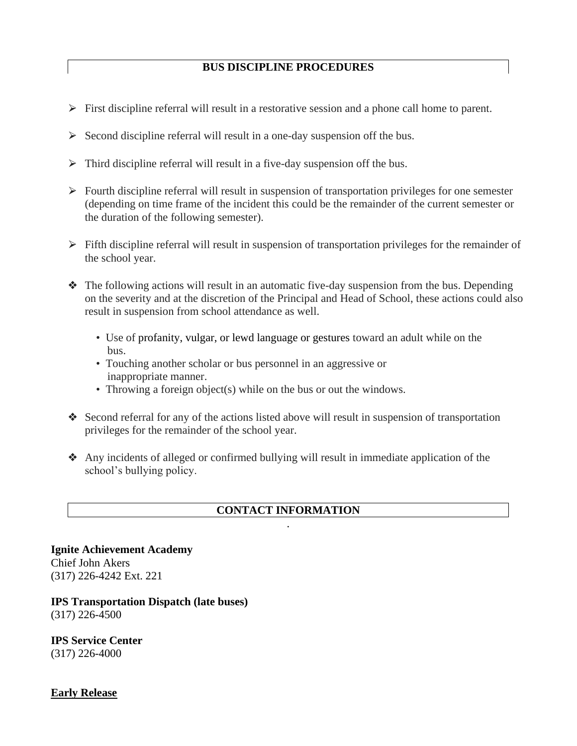## BUS DISCIPLINE PROCEDURES

- First discipline referral will result in a restorative session and a phone call home to parent.
- Second discipline referral will result in a one-day suspension off the bus.
- Third discipline referral will result in a five-day suspension off the bus.
- Fourth discipline referral will result in suspension of transportation privileges for one semester (depending on time frame of the incident this could be the remainder of the current semester or the duration of the following semester).
- Fifth discipline referral will result in suspension of transportation privileges for the remainder of the school year.

- The following actions will result in an automatic five-day suspension from the bus. Depending on the severity and at the discretion of the Principal and Head of School, these actions could also result in suspension from school attendance as well.
  - Use of profanity, vulgar, or lewd language or gestures toward an adult while on the bus.
  - Touching another scholar or bus personnel in an aggressive or inappropriate manner.
  - Throwing a foreign object(s) while on the bus or out the windows.
- Second referral for any of the actions listed above will result in suspension of transportation privileges for the remainder of the school year.
- Any incidents of alleged or confirmed bullying will result in immediate application of the school's bullying policy.

## CONTACT INFORMATION

**Ignite Achievement Academy**
Chief John Akers
(317) 226-4242 Ext. 221

**IPS Transportation Dispatch (late buses)**
(317) 226-4500

**IPS Service Center**
(317) 226-4000

**Early Release**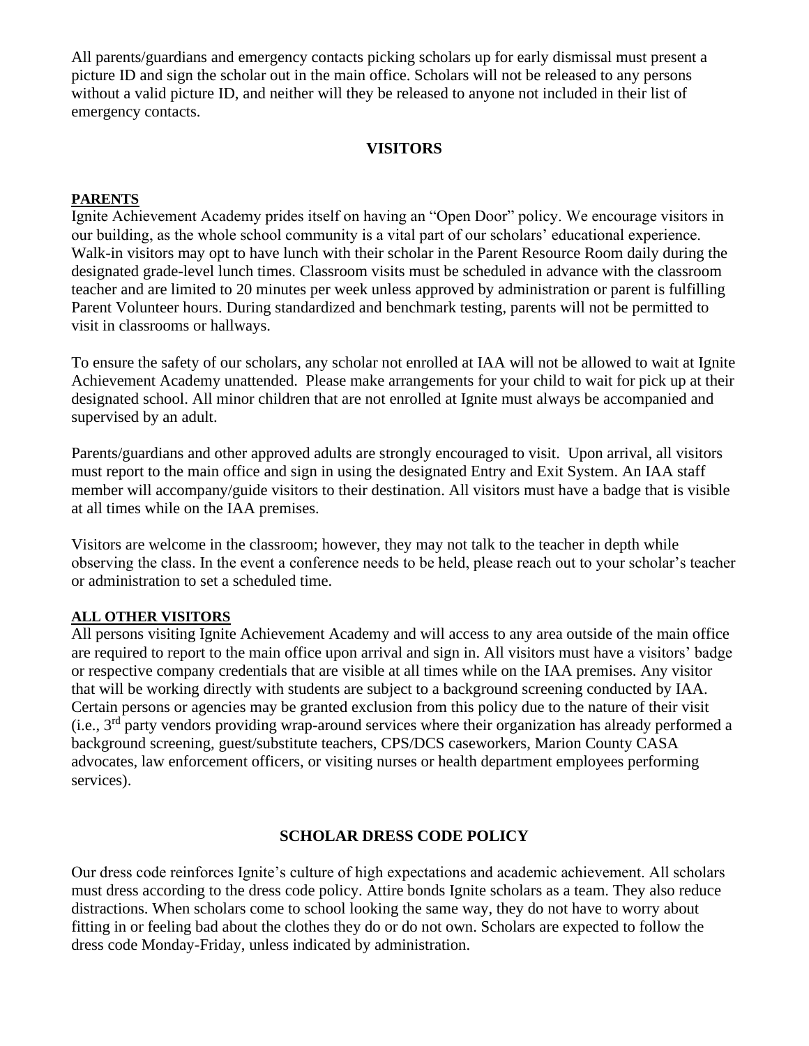All parents/guardians and emergency contacts picking scholars up for early dismissal must present a picture ID and sign the scholar out in the main office. Scholars will not be released to any persons without a valid picture ID, and neither will they be released to anyone not included in their list of emergency contacts.

## VISITORS

### PARENTS

Ignite Achievement Academy prides itself on having an "Open Door" policy. We encourage visitors in our building, as the whole school community is a vital part of our scholars' educational experience. Walk-in visitors may opt to have lunch with their scholar in the Parent Resource Room daily during the designated grade-level lunch times. Classroom visits must be scheduled in advance with the classroom teacher and are limited to 20 minutes per week unless approved by administration or parent is fulfilling Parent Volunteer hours. During standardized and benchmark testing, parents will not be permitted to visit in classrooms or hallways.

To ensure the safety of our scholars, any scholar not enrolled at IAA will not be allowed to wait at Ignite Achievement Academy unattended. Please make arrangements for your child to wait for pick up at their designated school. All minor children that are not enrolled at Ignite must always be accompanied and supervised by an adult.

Parents/guardians and other approved adults are strongly encouraged to visit. Upon arrival, all visitors must report to the main office and sign in using the designated Entry and Exit System. An IAA staff member will accompany/guide visitors to their destination. All visitors must have a badge that is visible at all times while on the IAA premises.

Visitors are welcome in the classroom; however, they may not talk to the teacher in depth while observing the class. In the event a conference needs to be held, please reach out to your scholar's teacher or administration to set a scheduled time.

### ALL OTHER VISITORS

All persons visiting Ignite Achievement Academy and will access to any area outside of the main office are required to report to the main office upon arrival and sign in. All visitors must have a visitors' badge or respective company credentials that are visible at all times while on the IAA premises. Any visitor that will be working directly with students are subject to a background screening conducted by IAA. Certain persons or agencies may be granted exclusion from this policy due to the nature of their visit (i.e., 3rd party vendors providing wrap-around services where their organization has already performed a background screening, guest/substitute teachers, CPS/DCS caseworkers, Marion County CASA advocates, law enforcement officers, or visiting nurses or health department employees performing services).

## SCHOLAR DRESS CODE POLICY

Our dress code reinforces Ignite's culture of high expectations and academic achievement. All scholars must dress according to the dress code policy. Attire bonds Ignite scholars as a team. They also reduce distractions. When scholars come to school looking the same way, they do not have to worry about fitting in or feeling bad about the clothes they do or do not own. Scholars are expected to follow the dress code Monday-Friday, unless indicated by administration.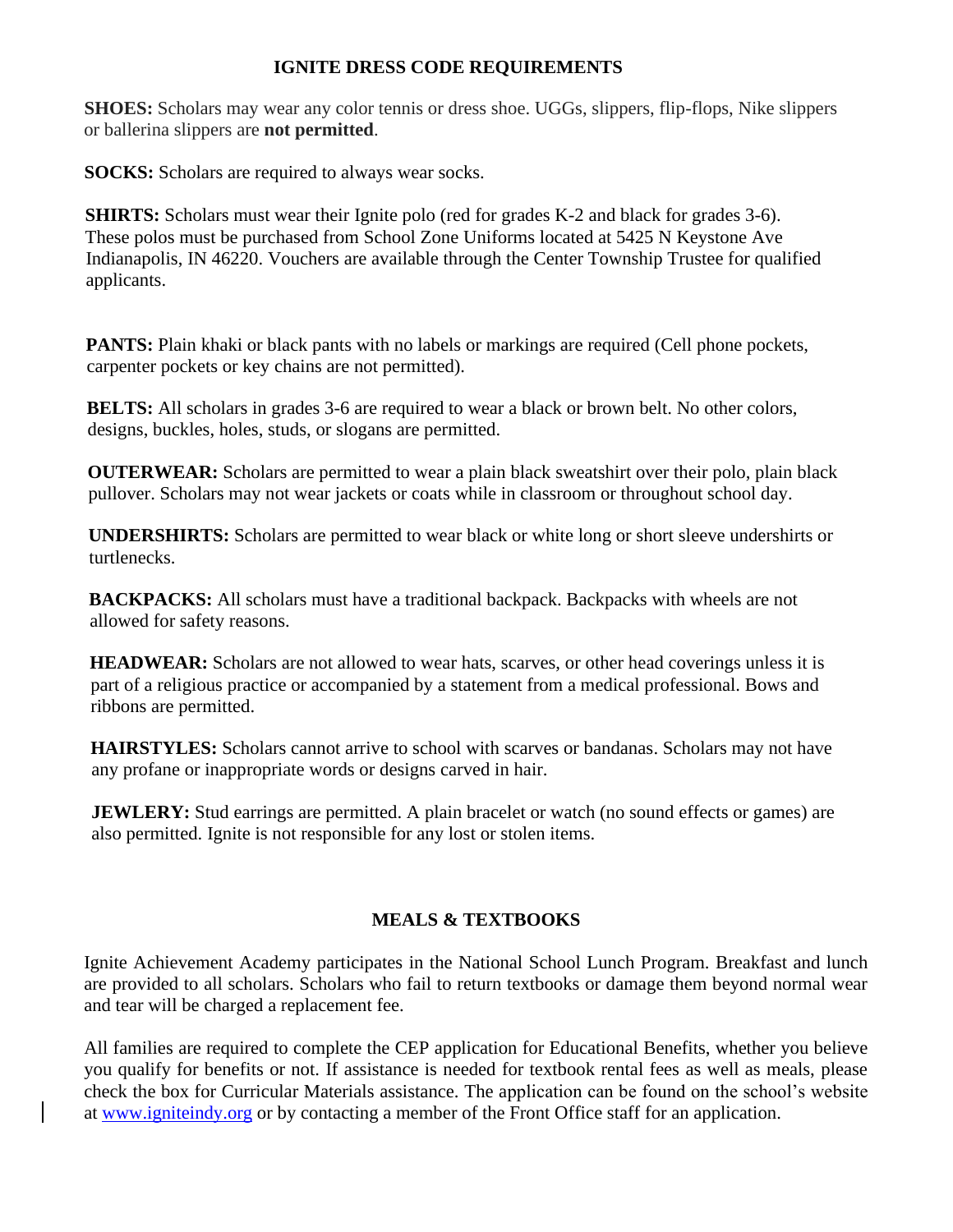## IGNITE DRESS CODE REQUIREMENTS

**SHOES:** Scholars may wear any color tennis or dress shoe. UGGs, slippers, flip-flops, Nike slippers or ballerina slippers are **not permitted**.

**SOCKS:** Scholars are required to always wear socks.

**SHIRTS:** Scholars must wear their Ignite polo (red for grades K-2 and black for grades 3-6). These polos must be purchased from School Zone Uniforms located at 5425 N Keystone Ave Indianapolis, IN 46220. Vouchers are available through the Center Township Trustee for qualified applicants.

**PANTS:** Plain khaki or black pants with no labels or markings are required (Cell phone pockets, carpenter pockets or key chains are not permitted).

**BELTS:** All scholars in grades 3-6 are required to wear a black or brown belt. No other colors, designs, buckles, holes, studs, or slogans are permitted.

**OUTERWEAR:** Scholars are permitted to wear a plain black sweatshirt over their polo, plain black pullover. Scholars may not wear jackets or coats while in classroom or throughout school day.

**UNDERSHIRTS:** Scholars are permitted to wear black or white long or short sleeve undershirts or turtlenecks.

**BACKPACKS:** All scholars must have a traditional backpack. Backpacks with wheels are not allowed for safety reasons.

**HEADWEAR:** Scholars are not allowed to wear hats, scarves, or other head coverings unless it is part of a religious practice or accompanied by a statement from a medical professional. Bows and ribbons are permitted.

**HAIRSTYLES:** Scholars cannot arrive to school with scarves or bandanas. Scholars may not have any profane or inappropriate words or designs carved in hair.

**JEWLERY:** Stud earrings are permitted. A plain bracelet or watch (no sound effects or games) are also permitted. Ignite is not responsible for any lost or stolen items.

## MEALS & TEXTBOOKS

Ignite Achievement Academy participates in the National School Lunch Program. Breakfast and lunch are provided to all scholars. Scholars who fail to return textbooks or damage them beyond normal wear and tear will be charged a replacement fee.

All families are required to complete the CEP application for Educational Benefits, whether you believe you qualify for benefits or not. If assistance is needed for textbook rental fees as well as meals, please check the box for Curricular Materials assistance. The application can be found on the school's website at [www.igniteindy.org](http://www.igniteindy.org) or by contacting a member of the Front Office staff for an application.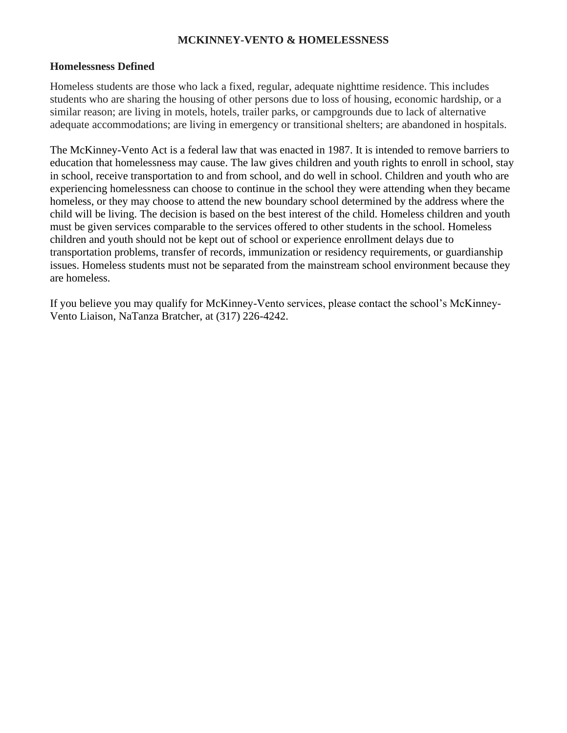# MCKINNEY-VENTO & HOMELESSNESS

## Homelessness Defined

Homeless students are those who lack a fixed, regular, adequate nighttime residence. This includes students who are sharing the housing of other persons due to loss of housing, economic hardship, or a similar reason; are living in motels, hotels, trailer parks, or campgrounds due to lack of alternative adequate accommodations; are living in emergency or transitional shelters; are abandoned in hospitals.

The McKinney-Vento Act is a federal law that was enacted in 1987. It is intended to remove barriers to education that homelessness may cause. The law gives children and youth rights to enroll in school, stay in school, receive transportation to and from school, and do well in school. Children and youth who are experiencing homelessness can choose to continue in the school they were attending when they became homeless, or they may choose to attend the new boundary school determined by the address where the child will be living. The decision is based on the best interest of the child. Homeless children and youth must be given services comparable to the services offered to other students in the school. Homeless children and youth should not be kept out of school or experience enrollment delays due to transportation problems, transfer of records, immunization or residency requirements, or guardianship issues. Homeless students must not be separated from the mainstream school environment because they are homeless.

If you believe you may qualify for McKinney-Vento services, please contact the school's McKinney-Vento Liaison, NaTanza Bratcher, at (317) 226-4242.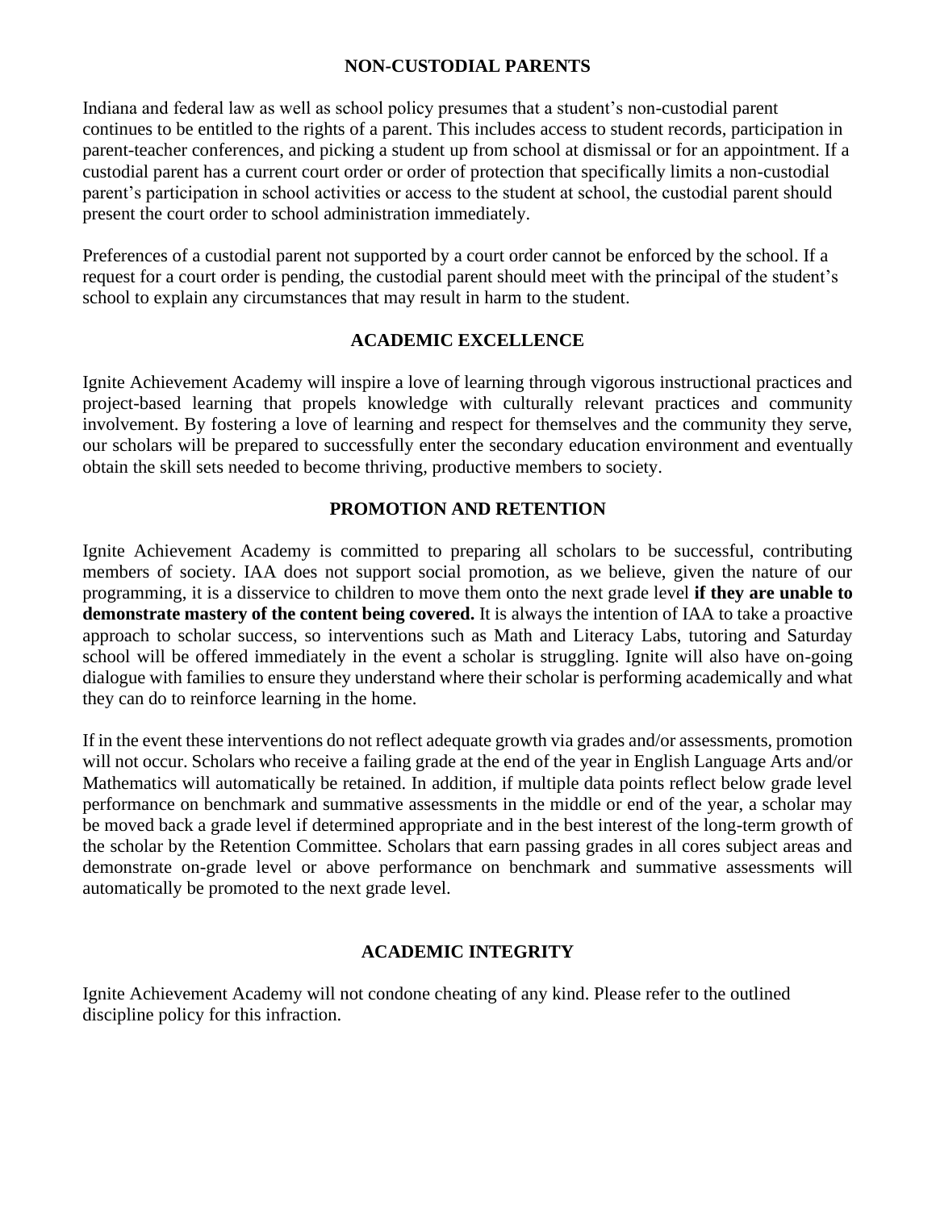## NON-CUSTODIAL PARENTS

Indiana and federal law as well as school policy presumes that a student's non-custodial parent continues to be entitled to the rights of a parent. This includes access to student records, participation in parent-teacher conferences, and picking a student up from school at dismissal or for an appointment. If a custodial parent has a current court order or order of protection that specifically limits a non-custodial parent's participation in school activities or access to the student at school, the custodial parent should present the court order to school administration immediately.

Preferences of a custodial parent not supported by a court order cannot be enforced by the school. If a request for a court order is pending, the custodial parent should meet with the principal of the student's school to explain any circumstances that may result in harm to the student.

## ACADEMIC EXCELLENCE

Ignite Achievement Academy will inspire a love of learning through vigorous instructional practices and project-based learning that propels knowledge with culturally relevant practices and community involvement. By fostering a love of learning and respect for themselves and the community they serve, our scholars will be prepared to successfully enter the secondary education environment and eventually obtain the skill sets needed to become thriving, productive members to society.

## PROMOTION AND RETENTION

Ignite Achievement Academy is committed to preparing all scholars to be successful, contributing members of society. IAA does not support social promotion, as we believe, given the nature of our programming, it is a disservice to children to move them onto the next grade level **if they are unable to demonstrate mastery of the content being covered.** It is always the intention of IAA to take a proactive approach to scholar success, so interventions such as Math and Literacy Labs, tutoring and Saturday school will be offered immediately in the event a scholar is struggling. Ignite will also have on-going dialogue with families to ensure they understand where their scholar is performing academically and what they can do to reinforce learning in the home.

If in the event these interventions do not reflect adequate growth via grades and/or assessments, promotion will not occur. Scholars who receive a failing grade at the end of the year in English Language Arts and/or Mathematics will automatically be retained. In addition, if multiple data points reflect below grade level performance on benchmark and summative assessments in the middle or end of the year, a scholar may be moved back a grade level if determined appropriate and in the best interest of the long-term growth of the scholar by the Retention Committee. Scholars that earn passing grades in all cores subject areas and demonstrate on-grade level or above performance on benchmark and summative assessments will automatically be promoted to the next grade level.

## ACADEMIC INTEGRITY

Ignite Achievement Academy will not condone cheating of any kind. Please refer to the outlined discipline policy for this infraction.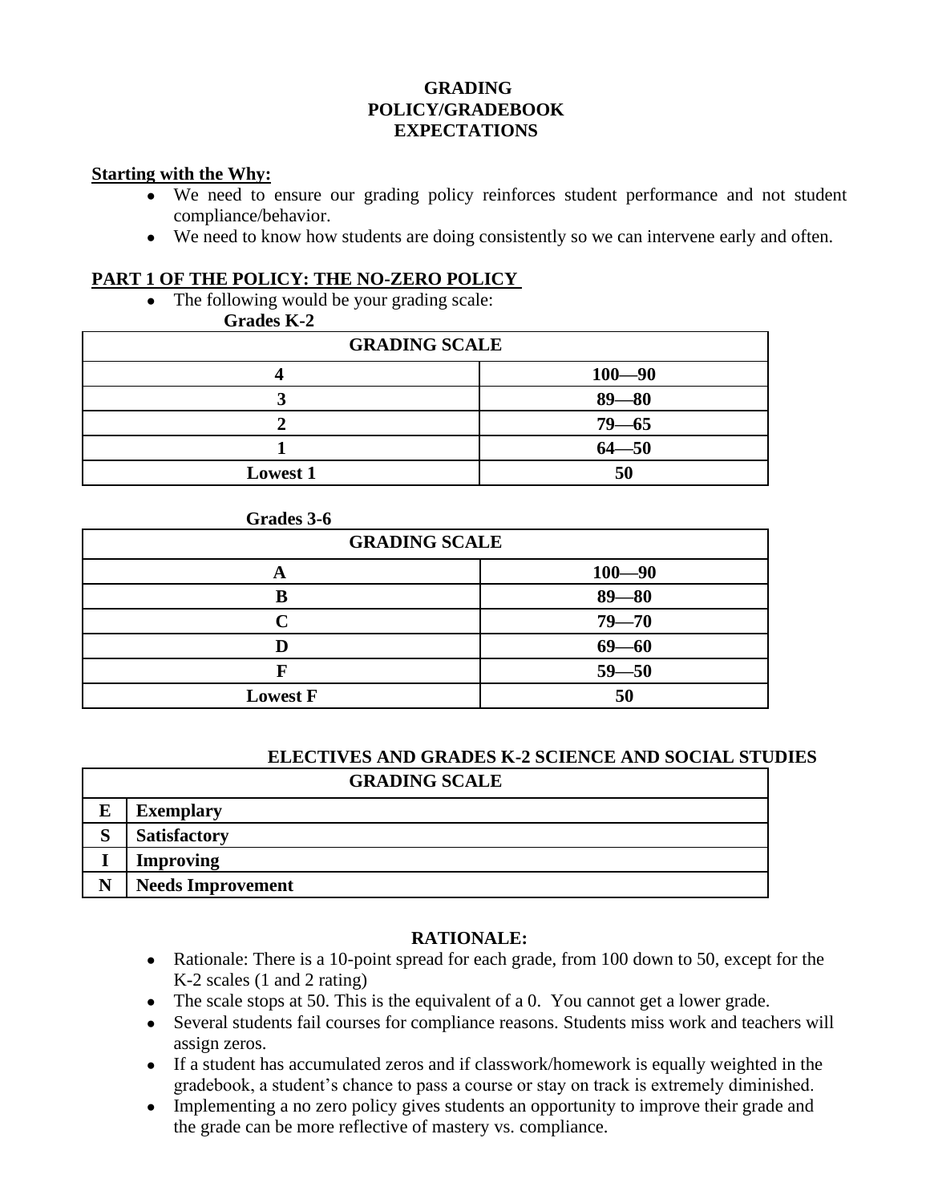# GRADING POLICY/GRADEBOOK EXPECTATIONS

**Starting with the Why:**

- We need to ensure our grading policy reinforces student performance and not student compliance/behavior.
- We need to know how students are doing consistently so we can intervene early and often.

**PART 1 OF THE POLICY: THE NO-ZERO POLICY**

- The following would be your grading scale:

**Grades K-2**

| GRADING SCALE | |
|---|---|
| 4 | 100—90 |
| 3 | 89—80 |
| 2 | 79—65 |
| 1 | 64—50 |
| Lowest 1 | 50 |

**Grades 3-6**

| GRADING SCALE | |
|---|---|
| A | 100—90 |
| B | 89—80 |
| C | 79—70 |
| D | 69—60 |
| F | 59—50 |
| Lowest F | 50 |

**ELECTIVES AND GRADES K-2 SCIENCE AND SOCIAL STUDIES**

| GRADING SCALE | |
|---|---|
| E | Exemplary |
| S | Satisfactory |
| I | Improving |
| N | Needs Improvement |

**RATIONALE:**

- Rationale: There is a 10-point spread for each grade, from 100 down to 50, except for the K-2 scales (1 and 2 rating)
- The scale stops at 50. This is the equivalent of a 0. You cannot get a lower grade.
- Several students fail courses for compliance reasons. Students miss work and teachers will assign zeros.
- If a student has accumulated zeros and if classwork/homework is equally weighted in the gradebook, a student's chance to pass a course or stay on track is extremely diminished.
- Implementing a no zero policy gives students an opportunity to improve their grade and the grade can be more reflective of mastery vs. compliance.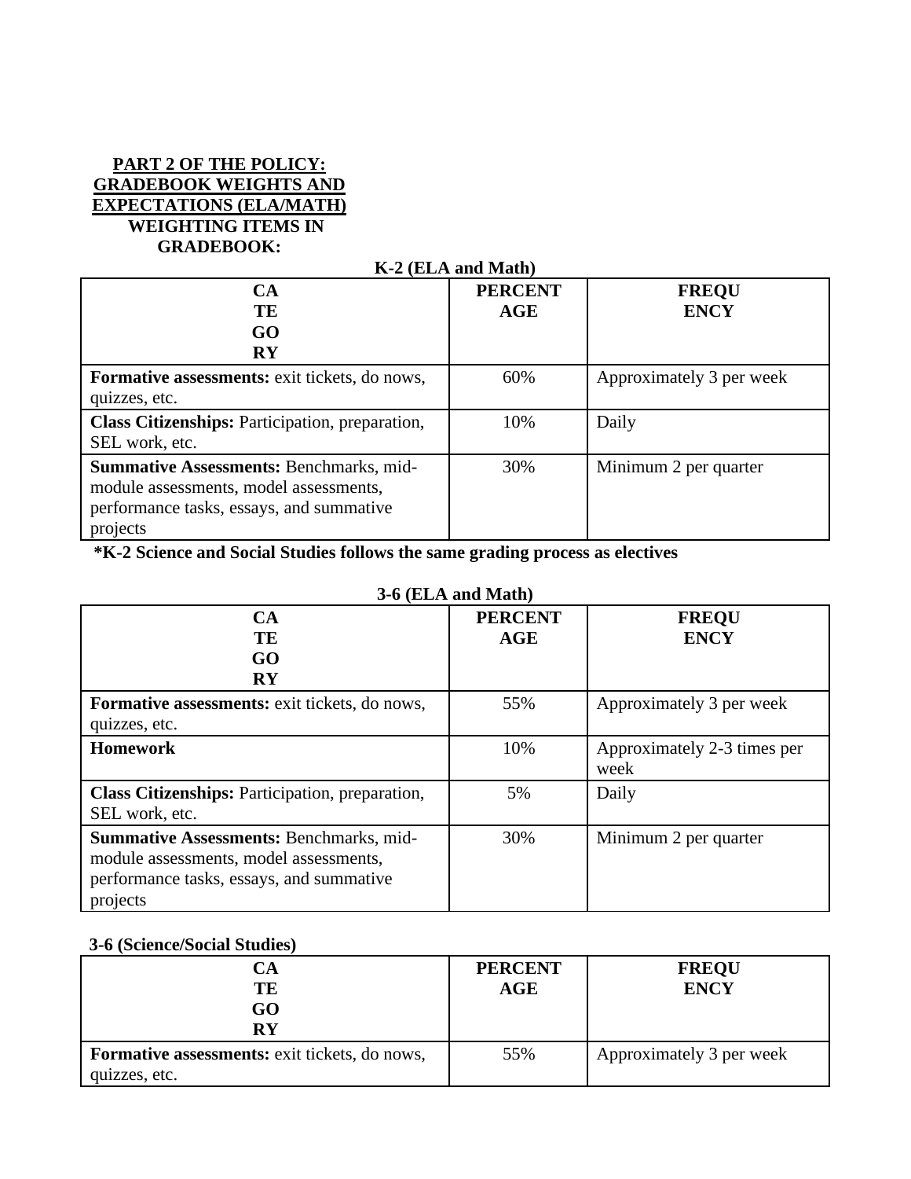**PART 2 OF THE POLICY: GRADEBOOK WEIGHTS AND EXPECTATIONS (ELA/MATH)**

**WEIGHTING ITEMS IN GRADEBOOK:**

**K-2 (ELA and Math)**

| CATEGORY | PERCENTAGE | FREQUENCY |
|---|---|---|
| **Formative assessments:** exit tickets, do nows, quizzes, etc. | 60% | Approximately 3 per week |
| **Class Citizenships:** Participation, preparation, SEL work, etc. | 10% | Daily |
| **Summative Assessments:** Benchmarks, mid-module assessments, model assessments, performance tasks, essays, and summative projects | 30% | Minimum 2 per quarter |

***K-2 Science and Social Studies follows the same grading process as electives**

**3-6 (ELA and Math)**

| CATEGORY | PERCENTAGE | FREQUENCY |
|---|---|---|
| **Formative assessments:** exit tickets, do nows, quizzes, etc. | 55% | Approximately 3 per week |
| **Homework** | 10% | Approximately 2-3 times per week |
| **Class Citizenships:** Participation, preparation, SEL work, etc. | 5% | Daily |
| **Summative Assessments:** Benchmarks, mid-module assessments, model assessments, performance tasks, essays, and summative projects | 30% | Minimum 2 per quarter |

**3-6 (Science/Social Studies)**

| CATEGORY | PERCENTAGE | FREQUENCY |
|---|---|---|
| **Formative assessments:** exit tickets, do nows, quizzes, etc. | 55% | Approximately 3 per week |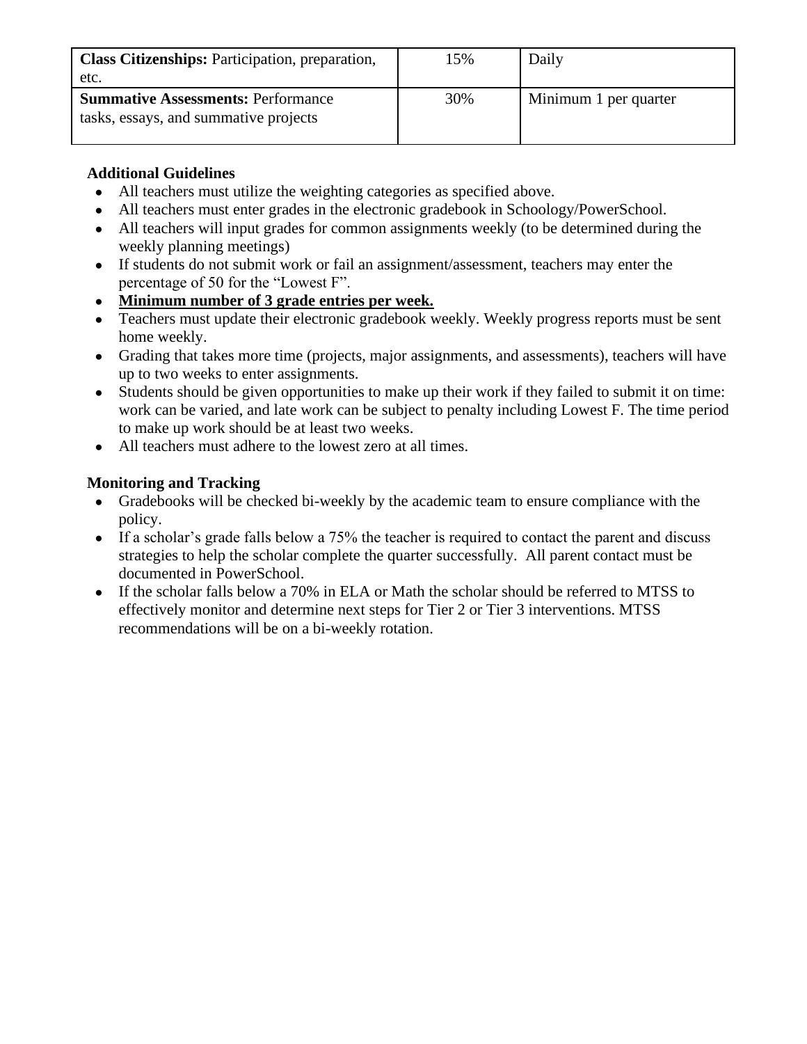| **Class Citizenships:** Participation, preparation, etc. | 15% | Daily |
|---|---|---|
| **Summative Assessments:** Performance tasks, essays, and summative projects | 30% | Minimum 1 per quarter |

**Additional Guidelines**

- All teachers must utilize the weighting categories as specified above.
- All teachers must enter grades in the electronic gradebook in Schoology/PowerSchool.
- All teachers will input grades for common assignments weekly (to be determined during the weekly planning meetings)
- If students do not submit work or fail an assignment/assessment, teachers may enter the percentage of 50 for the "Lowest F".
- **Minimum number of 3 grade entries per week.**
- Teachers must update their electronic gradebook weekly. Weekly progress reports must be sent home weekly.
- Grading that takes more time (projects, major assignments, and assessments), teachers will have up to two weeks to enter assignments.
- Students should be given opportunities to make up their work if they failed to submit it on time: work can be varied, and late work can be subject to penalty including Lowest F. The time period to make up work should be at least two weeks.
- All teachers must adhere to the lowest zero at all times.

**Monitoring and Tracking**

- Gradebooks will be checked bi-weekly by the academic team to ensure compliance with the policy.
- If a scholar's grade falls below a 75% the teacher is required to contact the parent and discuss strategies to help the scholar complete the quarter successfully. All parent contact must be documented in PowerSchool.
- If the scholar falls below a 70% in ELA or Math the scholar should be referred to MTSS to effectively monitor and determine next steps for Tier 2 or Tier 3 interventions. MTSS recommendations will be on a bi-weekly rotation.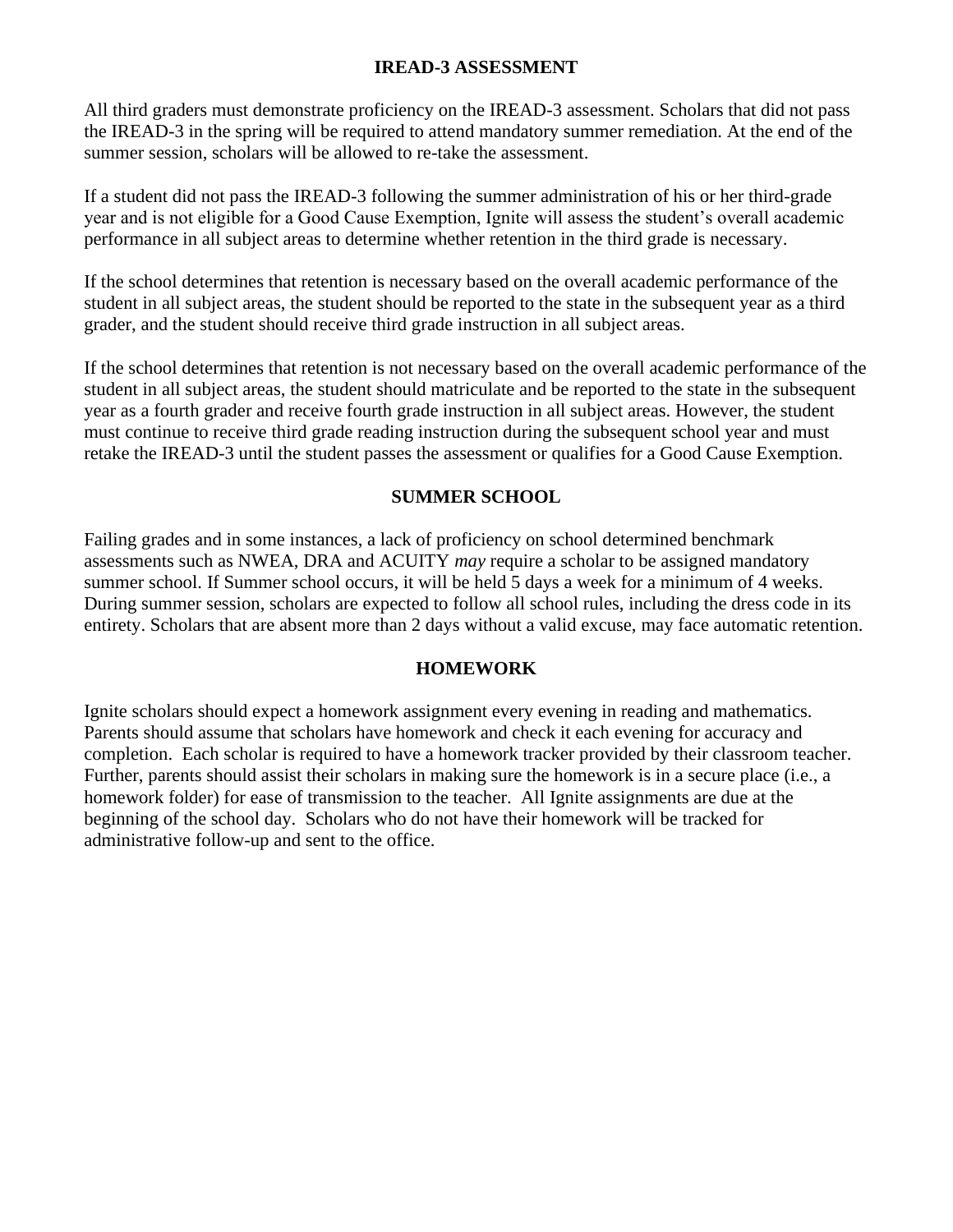## IREAD-3 ASSESSMENT

All third graders must demonstrate proficiency on the IREAD-3 assessment. Scholars that did not pass the IREAD-3 in the spring will be required to attend mandatory summer remediation. At the end of the summer session, scholars will be allowed to re-take the assessment.

If a student did not pass the IREAD-3 following the summer administration of his or her third-grade year and is not eligible for a Good Cause Exemption, Ignite will assess the student's overall academic performance in all subject areas to determine whether retention in the third grade is necessary.

If the school determines that retention is necessary based on the overall academic performance of the student in all subject areas, the student should be reported to the state in the subsequent year as a third grader, and the student should receive third grade instruction in all subject areas.

If the school determines that retention is not necessary based on the overall academic performance of the student in all subject areas, the student should matriculate and be reported to the state in the subsequent year as a fourth grader and receive fourth grade instruction in all subject areas. However, the student must continue to receive third grade reading instruction during the subsequent school year and must retake the IREAD-3 until the student passes the assessment or qualifies for a Good Cause Exemption.

## SUMMER SCHOOL

Failing grades and in some instances, a lack of proficiency on school determined benchmark assessments such as NWEA, DRA and ACUITY *may* require a scholar to be assigned mandatory summer school. If Summer school occurs, it will be held 5 days a week for a minimum of 4 weeks. During summer session, scholars are expected to follow all school rules, including the dress code in its entirety. Scholars that are absent more than 2 days without a valid excuse, may face automatic retention.

## HOMEWORK

Ignite scholars should expect a homework assignment every evening in reading and mathematics. Parents should assume that scholars have homework and check it each evening for accuracy and completion. Each scholar is required to have a homework tracker provided by their classroom teacher. Further, parents should assist their scholars in making sure the homework is in a secure place (i.e., a homework folder) for ease of transmission to the teacher. All Ignite assignments are due at the beginning of the school day. Scholars who do not have their homework will be tracked for administrative follow-up and sent to the office.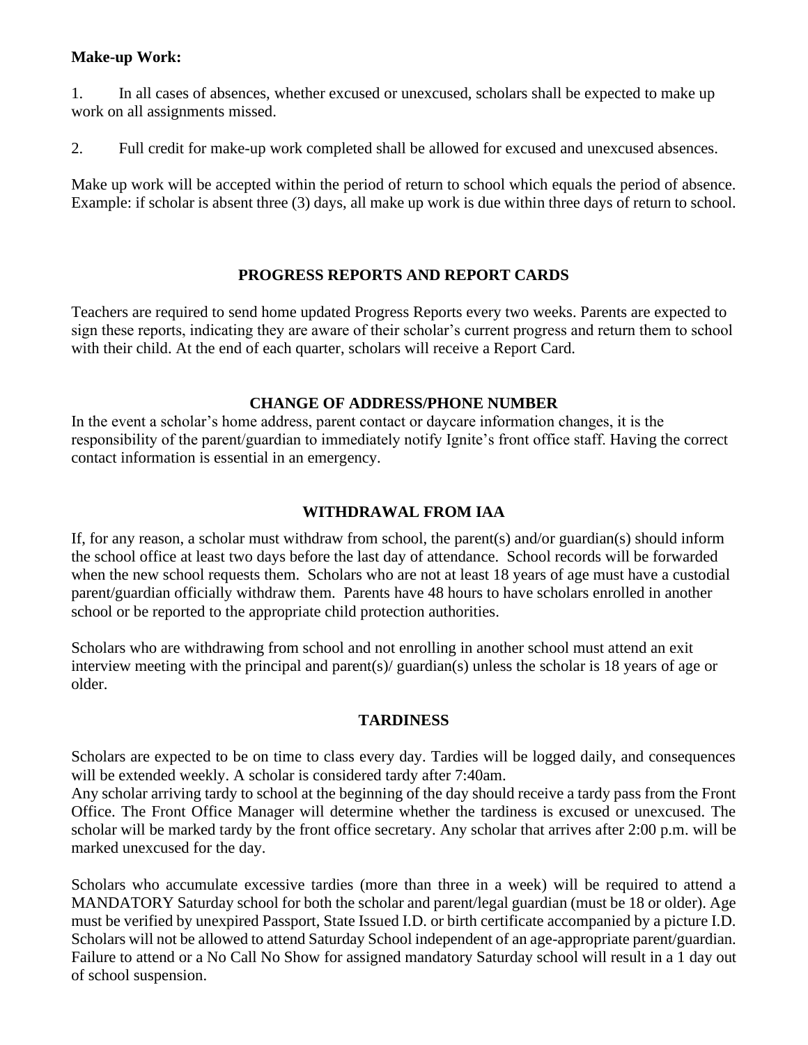**Make-up Work:**

1. In all cases of absences, whether excused or unexcused, scholars shall be expected to make up work on all assignments missed.

2. Full credit for make-up work completed shall be allowed for excused and unexcused absences.

Make up work will be accepted within the period of return to school which equals the period of absence. Example: if scholar is absent three (3) days, all make up work is due within three days of return to school.

## PROGRESS REPORTS AND REPORT CARDS

Teachers are required to send home updated Progress Reports every two weeks. Parents are expected to sign these reports, indicating they are aware of their scholar's current progress and return them to school with their child. At the end of each quarter, scholars will receive a Report Card.

## CHANGE OF ADDRESS/PHONE NUMBER

In the event a scholar's home address, parent contact or daycare information changes, it is the responsibility of the parent/guardian to immediately notify Ignite's front office staff. Having the correct contact information is essential in an emergency.

## WITHDRAWAL FROM IAA

If, for any reason, a scholar must withdraw from school, the parent(s) and/or guardian(s) should inform the school office at least two days before the last day of attendance. School records will be forwarded when the new school requests them. Scholars who are not at least 18 years of age must have a custodial parent/guardian officially withdraw them. Parents have 48 hours to have scholars enrolled in another school or be reported to the appropriate child protection authorities.

Scholars who are withdrawing from school and not enrolling in another school must attend an exit interview meeting with the principal and parent(s)/ guardian(s) unless the scholar is 18 years of age or older.

## TARDINESS

Scholars are expected to be on time to class every day. Tardies will be logged daily, and consequences will be extended weekly. A scholar is considered tardy after 7:40am.
Any scholar arriving tardy to school at the beginning of the day should receive a tardy pass from the Front Office. The Front Office Manager will determine whether the tardiness is excused or unexcused. The scholar will be marked tardy by the front office secretary. Any scholar that arrives after 2:00 p.m. will be marked unexcused for the day.

Scholars who accumulate excessive tardies (more than three in a week) will be required to attend a MANDATORY Saturday school for both the scholar and parent/legal guardian (must be 18 or older). Age must be verified by unexpired Passport, State Issued I.D. or birth certificate accompanied by a picture I.D. Scholars will not be allowed to attend Saturday School independent of an age-appropriate parent/guardian. Failure to attend or a No Call No Show for assigned mandatory Saturday school will result in a 1 day out of school suspension.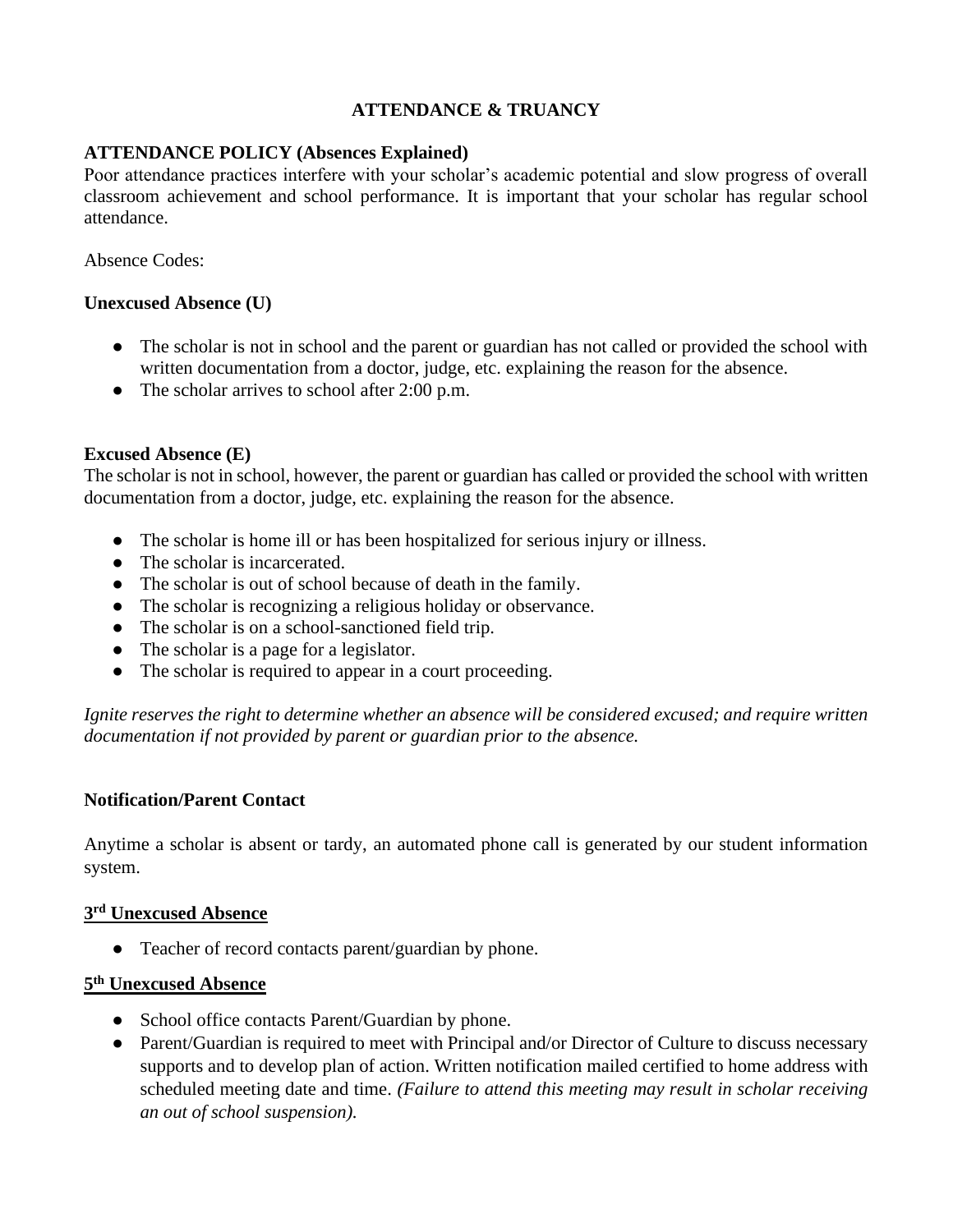# ATTENDANCE & TRUANCY

## ATTENDANCE POLICY (Absences Explained)

Poor attendance practices interfere with your scholar's academic potential and slow progress of overall classroom achievement and school performance. It is important that your scholar has regular school attendance.

Absence Codes:

### Unexcused Absence (U)

- The scholar is not in school and the parent or guardian has not called or provided the school with written documentation from a doctor, judge, etc. explaining the reason for the absence.
- The scholar arrives to school after 2:00 p.m.

### Excused Absence (E)

The scholar is not in school, however, the parent or guardian has called or provided the school with written documentation from a doctor, judge, etc. explaining the reason for the absence.

- The scholar is home ill or has been hospitalized for serious injury or illness.
- The scholar is incarcerated.
- The scholar is out of school because of death in the family.
- The scholar is recognizing a religious holiday or observance.
- The scholar is on a school-sanctioned field trip.
- The scholar is a page for a legislator.
- The scholar is required to appear in a court proceeding.

*Ignite reserves the right to determine whether an absence will be considered excused; and require written documentation if not provided by parent or guardian prior to the absence.*

### Notification/Parent Contact

Anytime a scholar is absent or tardy, an automated phone call is generated by our student information system.

#### 3rd Unexcused Absence

- Teacher of record contacts parent/guardian by phone.

#### 5th Unexcused Absence

- School office contacts Parent/Guardian by phone.
- Parent/Guardian is required to meet with Principal and/or Director of Culture to discuss necessary supports and to develop plan of action. Written notification mailed certified to home address with scheduled meeting date and time. *(Failure to attend this meeting may result in scholar receiving an out of school suspension).*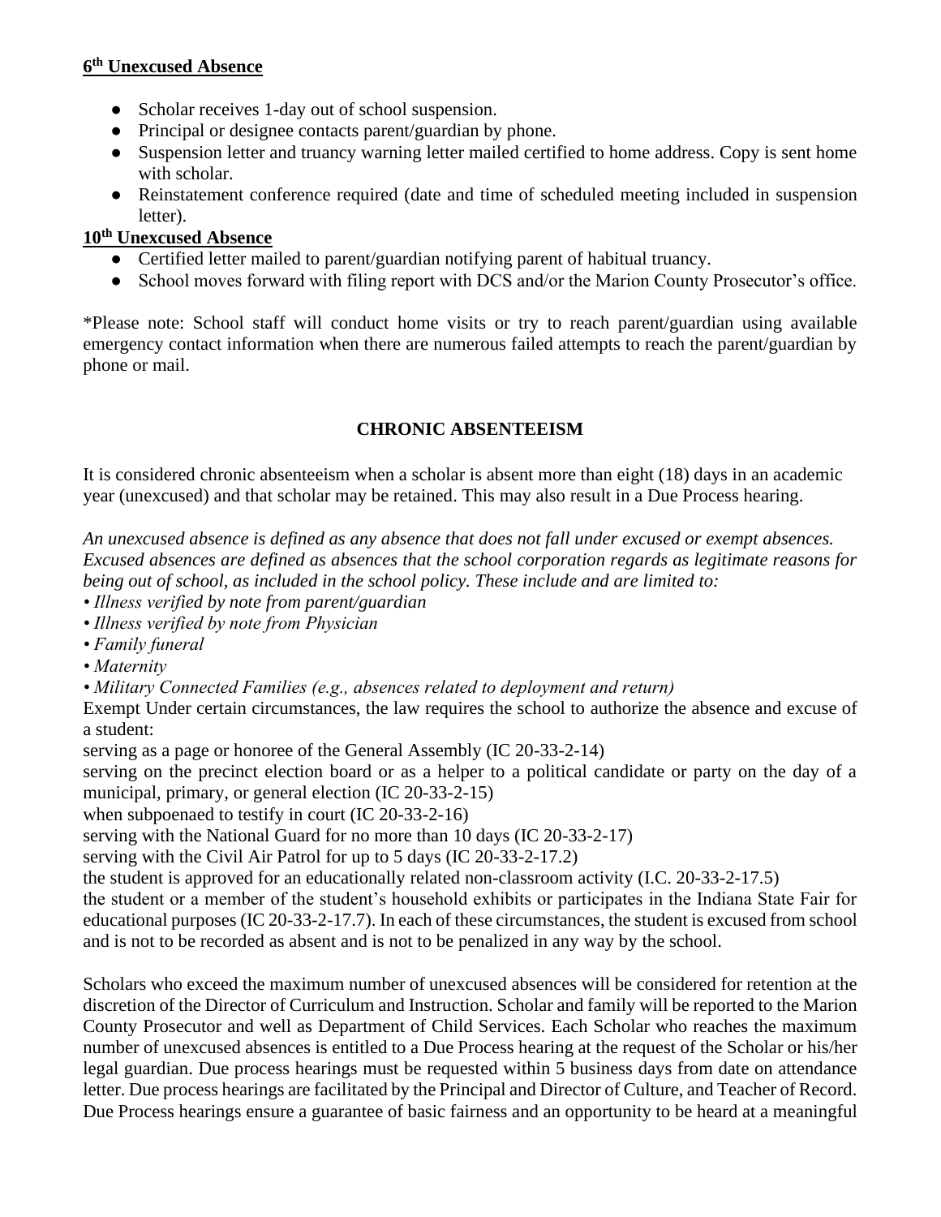**6th Unexcused Absence**

- Scholar receives 1-day out of school suspension.
- Principal or designee contacts parent/guardian by phone.
- Suspension letter and truancy warning letter mailed certified to home address. Copy is sent home with scholar.
- Reinstatement conference required (date and time of scheduled meeting included in suspension letter).

**10th Unexcused Absence**

- Certified letter mailed to parent/guardian notifying parent of habitual truancy.
- School moves forward with filing report with DCS and/or the Marion County Prosecutor's office.

*Please note: School staff will conduct home visits or try to reach parent/guardian using available emergency contact information when there are numerous failed attempts to reach the parent/guardian by phone or mail.

## CHRONIC ABSENTEEISM

It is considered chronic absenteeism when a scholar is absent more than eight (18) days in an academic year (unexcused) and that scholar may be retained. This may also result in a Due Process hearing.

*An unexcused absence is defined as any absence that does not fall under excused or exempt absences. Excused absences are defined as absences that the school corporation regards as legitimate reasons for being out of school, as included in the school policy. These include and are limited to:*

*• Illness verified by note from parent/guardian*
*• Illness verified by note from Physician*
*• Family funeral*
*• Maternity*
*• Military Connected Families (e.g., absences related to deployment and return)*

Exempt Under certain circumstances, the law requires the school to authorize the absence and excuse of a student:
serving as a page or honoree of the General Assembly (IC 20-33-2-14)
serving on the precinct election board or as a helper to a political candidate or party on the day of a municipal, primary, or general election (IC 20-33-2-15)
when subpoenaed to testify in court (IC 20-33-2-16)
serving with the National Guard for no more than 10 days (IC 20-33-2-17)
serving with the Civil Air Patrol for up to 5 days (IC 20-33-2-17.2)
the student is approved for an educationally related non-classroom activity (I.C. 20-33-2-17.5)
the student or a member of the student's household exhibits or participates in the Indiana State Fair for educational purposes (IC 20-33-2-17.7). In each of these circumstances, the student is excused from school and is not to be recorded as absent and is not to be penalized in any way by the school.

Scholars who exceed the maximum number of unexcused absences will be considered for retention at the discretion of the Director of Curriculum and Instruction. Scholar and family will be reported to the Marion County Prosecutor and well as Department of Child Services. Each Scholar who reaches the maximum number of unexcused absences is entitled to a Due Process hearing at the request of the Scholar or his/her legal guardian. Due process hearings must be requested within 5 business days from date on attendance letter. Due process hearings are facilitated by the Principal and Director of Culture, and Teacher of Record. Due Process hearings ensure a guarantee of basic fairness and an opportunity to be heard at a meaningful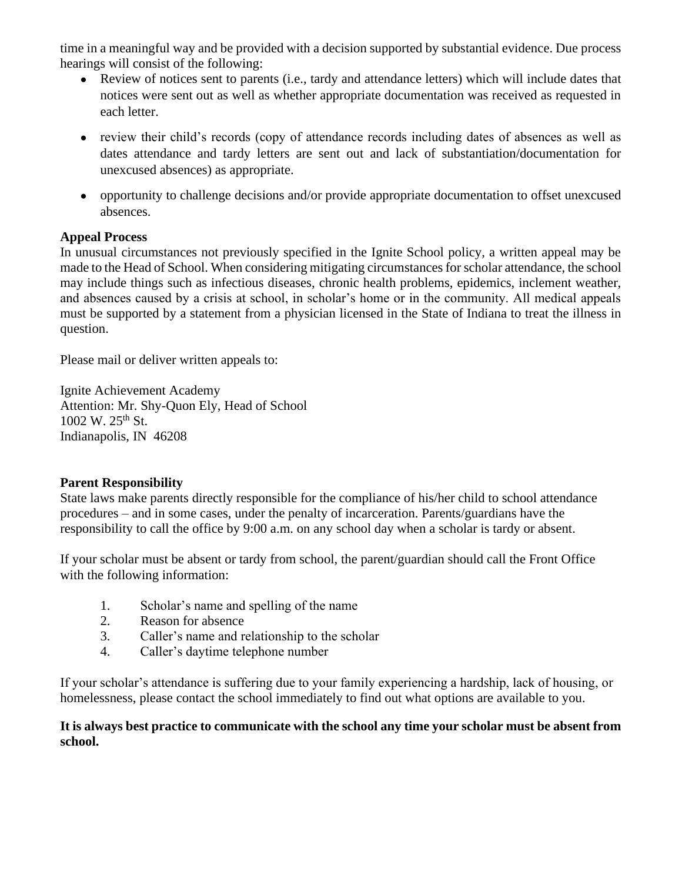time in a meaningful way and be provided with a decision supported by substantial evidence. Due process hearings will consist of the following:

- Review of notices sent to parents (i.e., tardy and attendance letters) which will include dates that notices were sent out as well as whether appropriate documentation was received as requested in each letter.
- review their child's records (copy of attendance records including dates of absences as well as dates attendance and tardy letters are sent out and lack of substantiation/documentation for unexcused absences) as appropriate.
- opportunity to challenge decisions and/or provide appropriate documentation to offset unexcused absences.

**Appeal Process**

In unusual circumstances not previously specified in the Ignite School policy, a written appeal may be made to the Head of School. When considering mitigating circumstances for scholar attendance, the school may include things such as infectious diseases, chronic health problems, epidemics, inclement weather, and absences caused by a crisis at school, in scholar's home or in the community. All medical appeals must be supported by a statement from a physician licensed in the State of Indiana to treat the illness in question.

Please mail or deliver written appeals to:

Ignite Achievement Academy
Attention: Mr. Shy-Quon Ely, Head of School
1002 W. 25th St.
Indianapolis, IN 46208

**Parent Responsibility**

State laws make parents directly responsible for the compliance of his/her child to school attendance procedures – and in some cases, under the penalty of incarceration. Parents/guardians have the responsibility to call the office by 9:00 a.m. on any school day when a scholar is tardy or absent.

If your scholar must be absent or tardy from school, the parent/guardian should call the Front Office with the following information:

1. Scholar's name and spelling of the name
2. Reason for absence
3. Caller's name and relationship to the scholar
4. Caller's daytime telephone number

If your scholar's attendance is suffering due to your family experiencing a hardship, lack of housing, or homelessness, please contact the school immediately to find out what options are available to you.

**It is always best practice to communicate with the school any time your scholar must be absent from school.**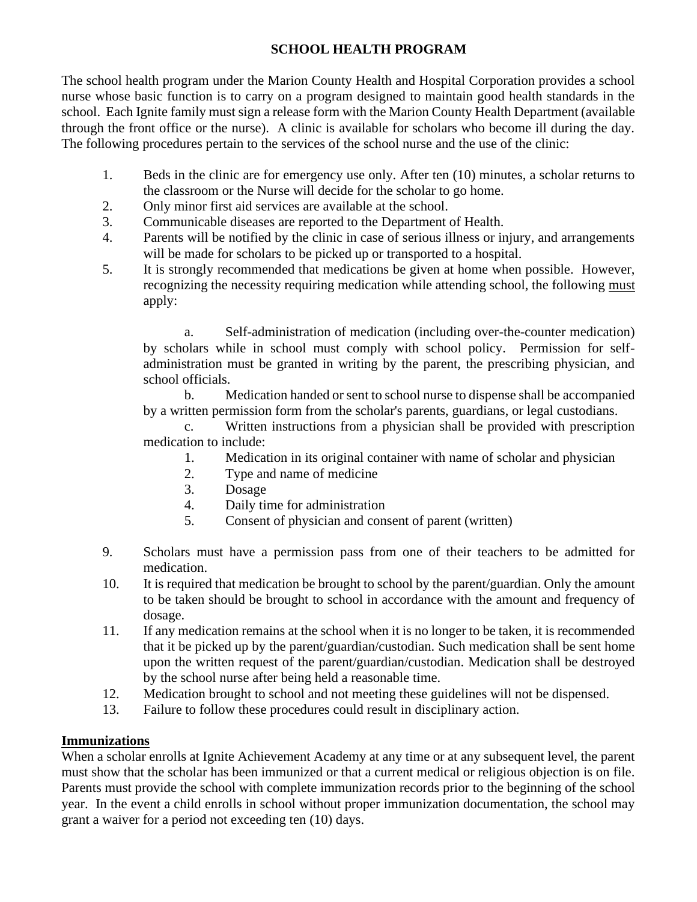## SCHOOL HEALTH PROGRAM

The school health program under the Marion County Health and Hospital Corporation provides a school nurse whose basic function is to carry on a program designed to maintain good health standards in the school. Each Ignite family must sign a release form with the Marion County Health Department (available through the front office or the nurse). A clinic is available for scholars who become ill during the day. The following procedures pertain to the services of the school nurse and the use of the clinic:

1. Beds in the clinic are for emergency use only. After ten (10) minutes, a scholar returns to the classroom or the Nurse will decide for the scholar to go home.
2. Only minor first aid services are available at the school.
3. Communicable diseases are reported to the Department of Health.
4. Parents will be notified by the clinic in case of serious illness or injury, and arrangements will be made for scholars to be picked up or transported to a hospital.
5. It is strongly recommended that medications be given at home when possible. However, recognizing the necessity requiring medication while attending school, the following <u>must</u> apply:

   a. Self-administration of medication (including over-the-counter medication) by scholars while in school must comply with school policy. Permission for self-administration must be granted in writing by the parent, the prescribing physician, and school officials.

   b. Medication handed or sent to school nurse to dispense shall be accompanied by a written permission form from the scholar's parents, guardians, or legal custodians.

   c. Written instructions from a physician shall be provided with prescription medication to include:

      1. Medication in its original container with name of scholar and physician
      2. Type and name of medicine
      3. Dosage
      4. Daily time for administration
      5. Consent of physician and consent of parent (written)

9. Scholars must have a permission pass from one of their teachers to be admitted for medication.
10. It is required that medication be brought to school by the parent/guardian. Only the amount to be taken should be brought to school in accordance with the amount and frequency of dosage.
11. If any medication remains at the school when it is no longer to be taken, it is recommended that it be picked up by the parent/guardian/custodian. Such medication shall be sent home upon the written request of the parent/guardian/custodian. Medication shall be destroyed by the school nurse after being held a reasonable time.
12. Medication brought to school and not meeting these guidelines will not be dispensed.
13. Failure to follow these procedures could result in disciplinary action.

### <u>Immunizations</u>

When a scholar enrolls at Ignite Achievement Academy at any time or at any subsequent level, the parent must show that the scholar has been immunized or that a current medical or religious objection is on file. Parents must provide the school with complete immunization records prior to the beginning of the school year. In the event a child enrolls in school without proper immunization documentation, the school may grant a waiver for a period not exceeding ten (10) days.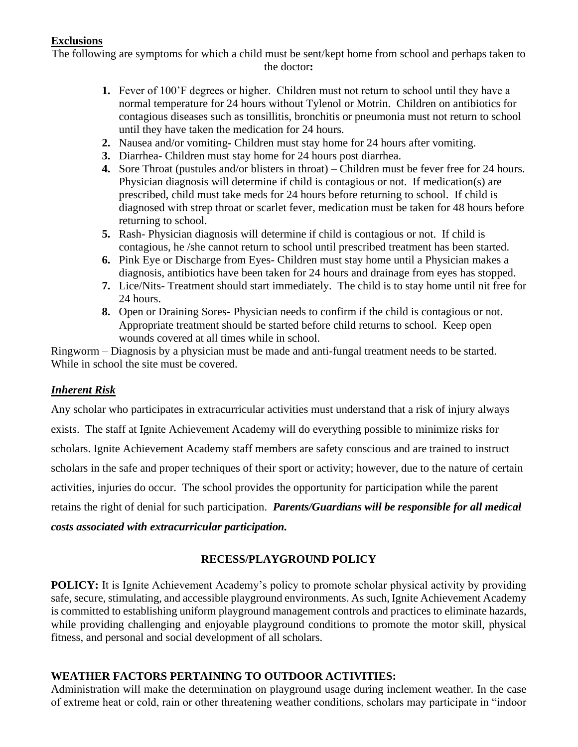**Exclusions**

The following are symptoms for which a child must be sent/kept home from school and perhaps taken to the doctor**:**

1. Fever of 100’F degrees or higher. Children must not return to school until they have a normal temperature for 24 hours without Tylenol or Motrin. Children on antibiotics for contagious diseases such as tonsillitis, bronchitis or pneumonia must not return to school until they have taken the medication for 24 hours.
2. Nausea and/or vomiting**-** Children must stay home for 24 hours after vomiting.
3. Diarrhea- Children must stay home for 24 hours post diarrhea.
4. Sore Throat (pustules and/or blisters in throat) – Children must be fever free for 24 hours. Physician diagnosis will determine if child is contagious or not. If medication(s) are prescribed, child must take meds for 24 hours before returning to school. If child is diagnosed with strep throat or scarlet fever, medication must be taken for 48 hours before returning to school.
5. Rash- Physician diagnosis will determine if child is contagious or not. If child is contagious, he /she cannot return to school until prescribed treatment has been started.
6. Pink Eye or Discharge from Eyes- Children must stay home until a Physician makes a diagnosis, antibiotics have been taken for 24 hours and drainage from eyes has stopped.
7. Lice/Nits- Treatment should start immediately. The child is to stay home until nit free for 24 hours.
8. Open or Draining Sores- Physician needs to confirm if the child is contagious or not. Appropriate treatment should be started before child returns to school. Keep open wounds covered at all times while in school.

Ringworm – Diagnosis by a physician must be made and anti-fungal treatment needs to be started. While in school the site must be covered.

***Inherent Risk***

Any scholar who participates in extracurricular activities must understand that a risk of injury always exists. The staff at Ignite Achievement Academy will do everything possible to minimize risks for scholars. Ignite Achievement Academy staff members are safety conscious and are trained to instruct scholars in the safe and proper techniques of their sport or activity; however, due to the nature of certain activities, injuries do occur. The school provides the opportunity for participation while the parent retains the right of denial for such participation. ***Parents/Guardians will be responsible for all medical costs associated with extracurricular participation.***

## RECESS/PLAYGROUND POLICY

**POLICY:** It is Ignite Achievement Academy’s policy to promote scholar physical activity by providing safe, secure, stimulating, and accessible playground environments. As such, Ignite Achievement Academy is committed to establishing uniform playground management controls and practices to eliminate hazards, while providing challenging and enjoyable playground conditions to promote the motor skill, physical fitness, and personal and social development of all scholars.

**WEATHER FACTORS PERTAINING TO OUTDOOR ACTIVITIES:**

Administration will make the determination on playground usage during inclement weather. In the case of extreme heat or cold, rain or other threatening weather conditions, scholars may participate in “indoor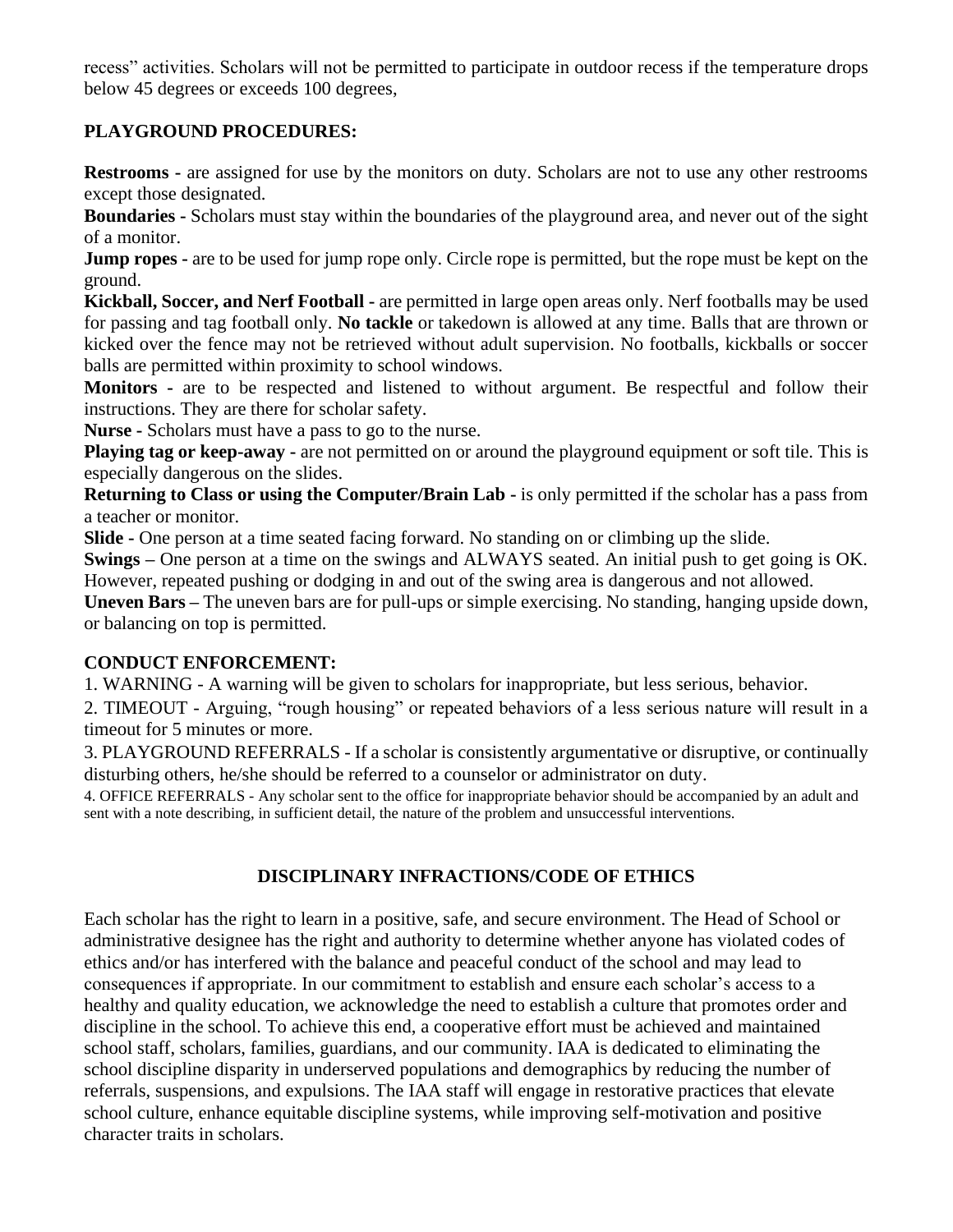recess" activities. Scholars will not be permitted to participate in outdoor recess if the temperature drops below 45 degrees or exceeds 100 degrees,

**PLAYGROUND PROCEDURES:**

**Restrooms -** are assigned for use by the monitors on duty. Scholars are not to use any other restrooms except those designated.

**Boundaries -** Scholars must stay within the boundaries of the playground area, and never out of the sight of a monitor.

**Jump ropes -** are to be used for jump rope only. Circle rope is permitted, but the rope must be kept on the ground.

**Kickball, Soccer, and Nerf Football -** are permitted in large open areas only. Nerf footballs may be used for passing and tag football only. **No tackle** or takedown is allowed at any time. Balls that are thrown or kicked over the fence may not be retrieved without adult supervision. No footballs, kickballs or soccer balls are permitted within proximity to school windows.

**Monitors -** are to be respected and listened to without argument. Be respectful and follow their instructions. They are there for scholar safety.

**Nurse -** Scholars must have a pass to go to the nurse.

**Playing tag or keep-away -** are not permitted on or around the playground equipment or soft tile. This is especially dangerous on the slides.

**Returning to Class or using the Computer/Brain Lab -** is only permitted if the scholar has a pass from a teacher or monitor.

**Slide -** One person at a time seated facing forward. No standing on or climbing up the slide.

**Swings –** One person at a time on the swings and ALWAYS seated. An initial push to get going is OK. However, repeated pushing or dodging in and out of the swing area is dangerous and not allowed.

**Uneven Bars –** The uneven bars are for pull-ups or simple exercising. No standing, hanging upside down, or balancing on top is permitted.

**CONDUCT ENFORCEMENT:**

1. WARNING - A warning will be given to scholars for inappropriate, but less serious, behavior.
2. TIMEOUT - Arguing, "rough housing" or repeated behaviors of a less serious nature will result in a timeout for 5 minutes or more.
3. PLAYGROUND REFERRALS - If a scholar is consistently argumentative or disruptive, or continually disturbing others, he/she should be referred to a counselor or administrator on duty.
4. OFFICE REFERRALS - Any scholar sent to the office for inappropriate behavior should be accompanied by an adult and sent with a note describing, in sufficient detail, the nature of the problem and unsuccessful interventions.

## DISCIPLINARY INFRACTIONS/CODE OF ETHICS

Each scholar has the right to learn in a positive, safe, and secure environment. The Head of School or administrative designee has the right and authority to determine whether anyone has violated codes of ethics and/or has interfered with the balance and peaceful conduct of the school and may lead to consequences if appropriate. In our commitment to establish and ensure each scholar's access to a healthy and quality education, we acknowledge the need to establish a culture that promotes order and discipline in the school. To achieve this end, a cooperative effort must be achieved and maintained school staff, scholars, families, guardians, and our community. IAA is dedicated to eliminating the school discipline disparity in underserved populations and demographics by reducing the number of referrals, suspensions, and expulsions. The IAA staff will engage in restorative practices that elevate school culture, enhance equitable discipline systems, while improving self-motivation and positive character traits in scholars.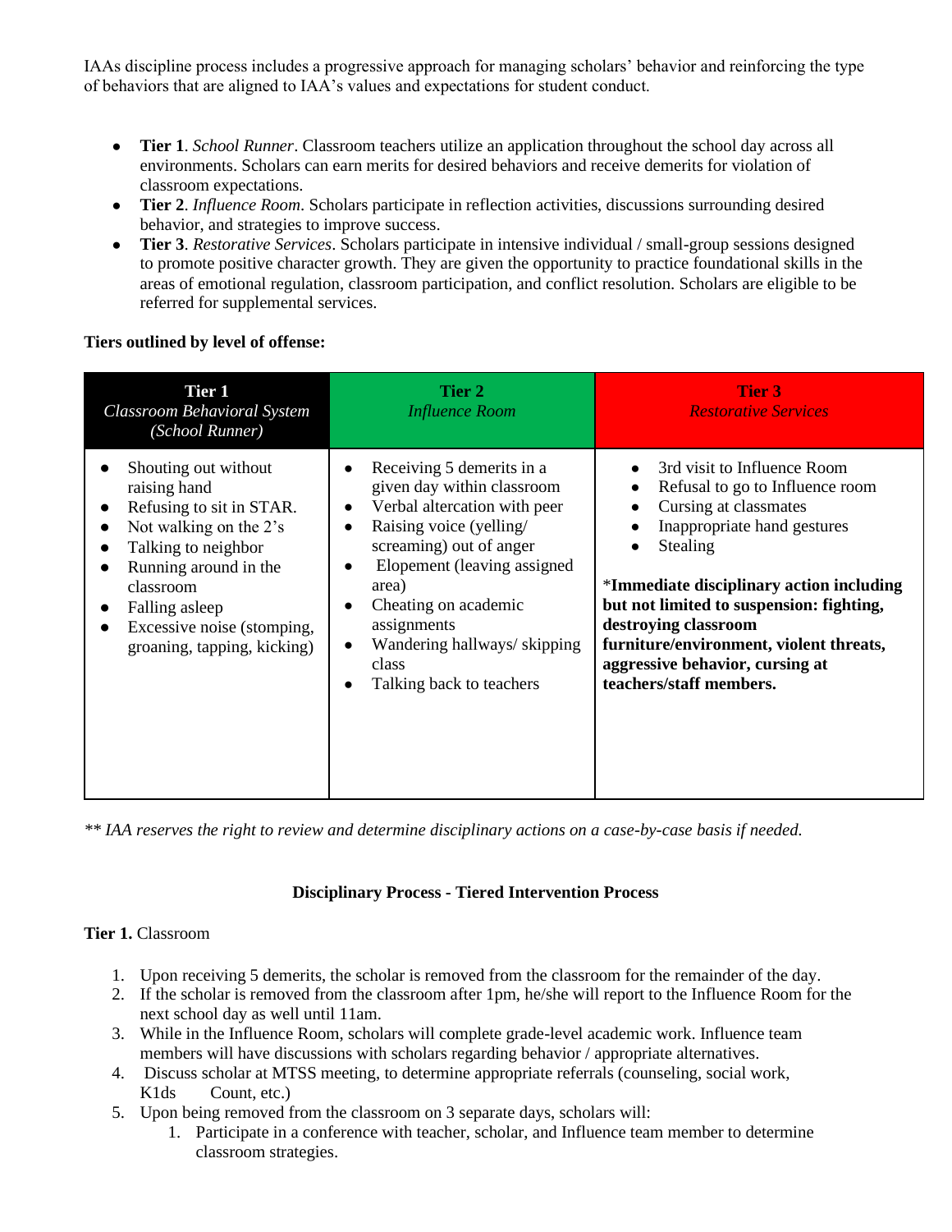IAAs discipline process includes a progressive approach for managing scholars' behavior and reinforcing the type of behaviors that are aligned to IAA's values and expectations for student conduct.

- **Tier 1**. *School Runner*. Classroom teachers utilize an application throughout the school day across all environments. Scholars can earn merits for desired behaviors and receive demerits for violation of classroom expectations.
- **Tier 2**. *Influence Room*. Scholars participate in reflection activities, discussions surrounding desired behavior, and strategies to improve success.
- **Tier 3**. *Restorative Services*. Scholars participate in intensive individual / small-group sessions designed to promote positive character growth. They are given the opportunity to practice foundational skills in the areas of emotional regulation, classroom participation, and conflict resolution. Scholars are eligible to be referred for supplemental services.

**Tiers outlined by level of offense:**

| **Tier 1**<br>*Classroom Behavioral System (School Runner)* | **Tier 2**<br>*Influence Room* | **Tier 3**<br>*Restorative Services* |
|---|---|---|
| • Shouting out without raising hand<br>• Refusing to sit in STAR.<br>• Not walking on the 2's<br>• Talking to neighbor<br>• Running around in the classroom<br>• Falling asleep<br>• Excessive noise (stomping, groaning, tapping, kicking) | • Receiving 5 demerits in a given day within classroom<br>• Verbal altercation with peer<br>• Raising voice (yelling/ screaming) out of anger<br>• Elopement (leaving assigned area)<br>• Cheating on academic assignments<br>• Wandering hallways/ skipping class<br>• Talking back to teachers | • 3rd visit to Influence Room<br>• Refusal to go to Influence room<br>• Cursing at classmates<br>• Inappropriate hand gestures<br>• Stealing<br><br>*__Immediate disciplinary action including but not limited to suspension: fighting, destroying classroom furniture/environment, violent threats, aggressive behavior, cursing at teachers/staff members.__ |

*\*\* IAA reserves the right to review and determine disciplinary actions on a case-by-case basis if needed.*

**Disciplinary Process - Tiered Intervention Process**

**Tier 1.** Classroom

1. Upon receiving 5 demerits, the scholar is removed from the classroom for the remainder of the day.
2. If the scholar is removed from the classroom after 1pm, he/she will report to the Influence Room for the next school day as well until 11am.
3. While in the Influence Room, scholars will complete grade-level academic work. Influence team members will have discussions with scholars regarding behavior / appropriate alternatives.
4. Discuss scholar at MTSS meeting, to determine appropriate referrals (counseling, social work, K1ds Count, etc.)
5. Upon being removed from the classroom on 3 separate days, scholars will:
   1. Participate in a conference with teacher, scholar, and Influence team member to determine classroom strategies.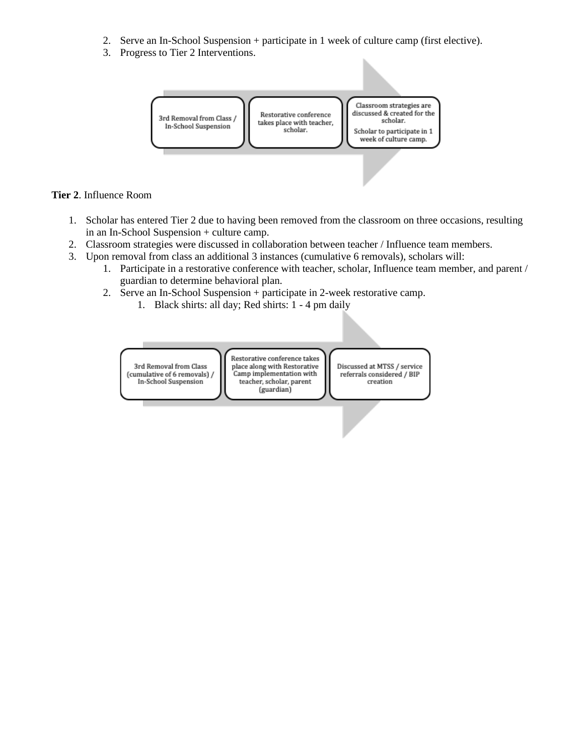2. Serve an In-School Suspension + participate in 1 week of culture camp (first elective).
3. Progress to Tier 2 Interventions.

3rd Removal from Class / In-School Suspension → Restorative conference takes place with teacher, scholar. → Classroom strategies are discussed & created for the scholar. Scholar to participate in 1 week of culture camp.

**Tier 2**. Influence Room

1. Scholar has entered Tier 2 due to having been removed from the classroom on three occasions, resulting in an In-School Suspension + culture camp.
2. Classroom strategies were discussed in collaboration between teacher / Influence team members.
3. Upon removal from class an additional 3 instances (cumulative 6 removals), scholars will:
    1. Participate in a restorative conference with teacher, scholar, Influence team member, and parent / guardian to determine behavioral plan.
    2. Serve an In-School Suspension + participate in 2-week restorative camp.
        1. Black shirts: all day; Red shirts: 1 - 4 pm daily

3rd Removal from Class (cumulative of 6 removals) / In-School Suspension → Restorative conference takes place along with Restorative Camp implementation with teacher, scholar, parent (guardian) → Discussed at MTSS / service referrals considered / BIP creation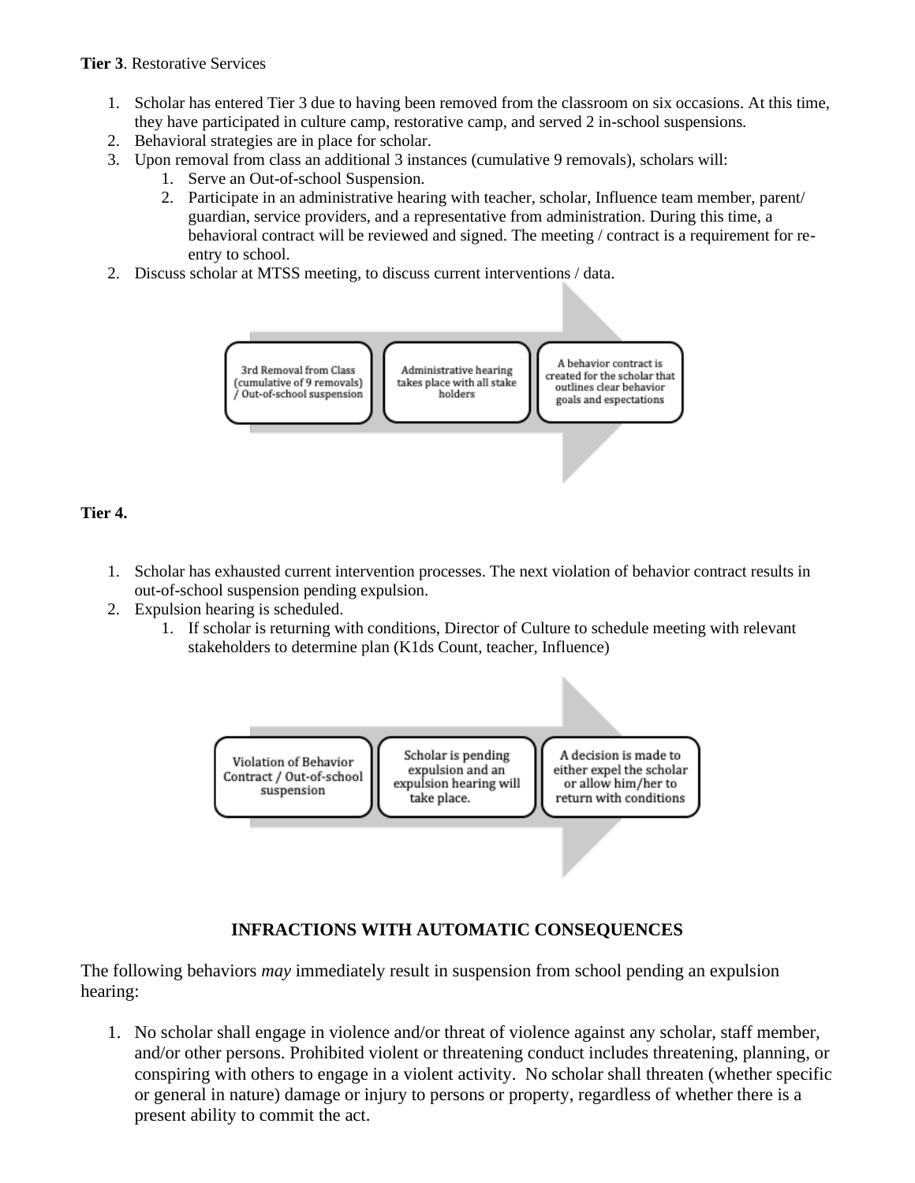**Tier 3**. Restorative Services

1. Scholar has entered Tier 3 due to having been removed from the classroom on six occasions. At this time, they have participated in culture camp, restorative camp, and served 2 in-school suspensions.
2. Behavioral strategies are in place for scholar.
3. Upon removal from class an additional 3 instances (cumulative 9 removals), scholars will:
   1. Serve an Out-of-school Suspension.
   2. Participate in an administrative hearing with teacher, scholar, Influence team member, parent/ guardian, service providers, and a representative from administration. During this time, a behavioral contract will be reviewed and signed. The meeting / contract is a requirement for re-entry to school.
2. Discuss scholar at MTSS meeting, to discuss current interventions / data.

3rd Removal from Class (cumulative of 9 removals) / Out-of-school suspension → Administrative hearing takes place with all stake holders → A behavior contract is created for the scholar that outlines clear behavior goals and espectations

**Tier 4.**

1. Scholar has exhausted current intervention processes. The next violation of behavior contract results in out-of-school suspension pending expulsion.
2. Expulsion hearing is scheduled.
   1. If scholar is returning with conditions, Director of Culture to schedule meeting with relevant stakeholders to determine plan (K1ds Count, teacher, Influence)

Violation of Behavior Contract / Out-of-school suspension → Scholar is pending expulsion and an expulsion hearing will take place. → A decision is made to either expel the scholar or allow him/her to return with conditions

## INFRACTIONS WITH AUTOMATIC CONSEQUENCES

The following behaviors *may* immediately result in suspension from school pending an expulsion hearing:

1. No scholar shall engage in violence and/or threat of violence against any scholar, staff member, and/or other persons. Prohibited violent or threatening conduct includes threatening, planning, or conspiring with others to engage in a violent activity. No scholar shall threaten (whether specific or general in nature) damage or injury to persons or property, regardless of whether there is a present ability to commit the act.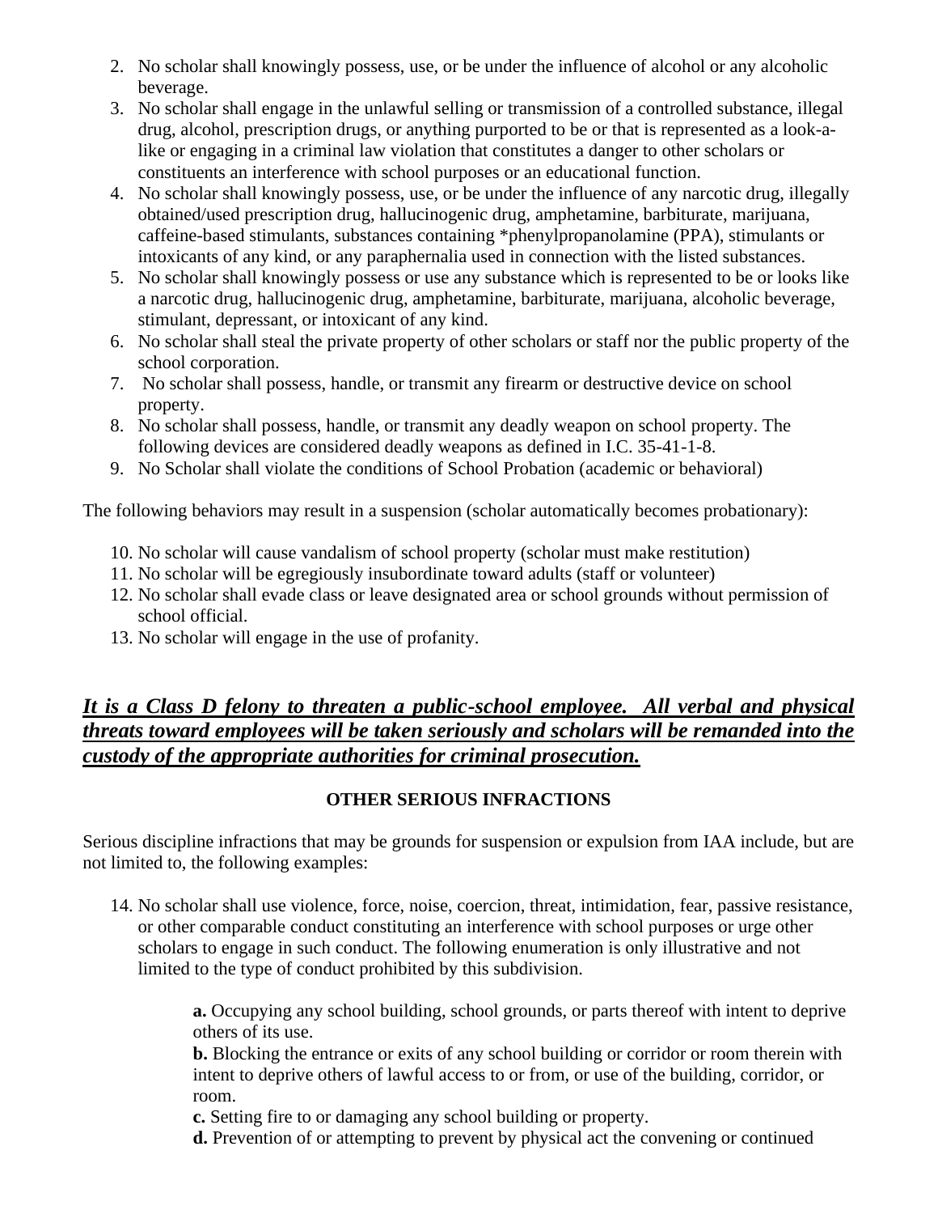2. No scholar shall knowingly possess, use, or be under the influence of alcohol or any alcoholic beverage.
3. No scholar shall engage in the unlawful selling or transmission of a controlled substance, illegal drug, alcohol, prescription drugs, or anything purported to be or that is represented as a look-a-like or engaging in a criminal law violation that constitutes a danger to other scholars or constituents an interference with school purposes or an educational function.
4. No scholar shall knowingly possess, use, or be under the influence of any narcotic drug, illegally obtained/used prescription drug, hallucinogenic drug, amphetamine, barbiturate, marijuana, caffeine-based stimulants, substances containing *phenylpropanolamine (PPA), stimulants or intoxicants of any kind, or any paraphernalia used in connection with the listed substances.
5. No scholar shall knowingly possess or use any substance which is represented to be or looks like a narcotic drug, hallucinogenic drug, amphetamine, barbiturate, marijuana, alcoholic beverage, stimulant, depressant, or intoxicant of any kind.
6. No scholar shall steal the private property of other scholars or staff nor the public property of the school corporation.
7. No scholar shall possess, handle, or transmit any firearm or destructive device on school property.
8. No scholar shall possess, handle, or transmit any deadly weapon on school property. The following devices are considered deadly weapons as defined in I.C. 35-41-1-8.
9. No Scholar shall violate the conditions of School Probation (academic or behavioral)

The following behaviors may result in a suspension (scholar automatically becomes probationary):

10. No scholar will cause vandalism of school property (scholar must make restitution)
11. No scholar will be egregiously insubordinate toward adults (staff or volunteer)
12. No scholar shall evade class or leave designated area or school grounds without permission of school official.
13. No scholar will engage in the use of profanity.

***It is a Class D felony to threaten a public-school employee. All verbal and physical threats toward employees will be taken seriously and scholars will be remanded into the custody of the appropriate authorities for criminal prosecution.***

**OTHER SERIOUS INFRACTIONS**

Serious discipline infractions that may be grounds for suspension or expulsion from IAA include, but are not limited to, the following examples:

14. No scholar shall use violence, force, noise, coercion, threat, intimidation, fear, passive resistance, or other comparable conduct constituting an interference with school purposes or urge other scholars to engage in such conduct. The following enumeration is only illustrative and not limited to the type of conduct prohibited by this subdivision.

    **a.** Occupying any school building, school grounds, or parts thereof with intent to deprive others of its use.
    **b.** Blocking the entrance or exits of any school building or corridor or room therein with intent to deprive others of lawful access to or from, or use of the building, corridor, or room.
    **c.** Setting fire to or damaging any school building or property.
    **d.** Prevention of or attempting to prevent by physical act the convening or continued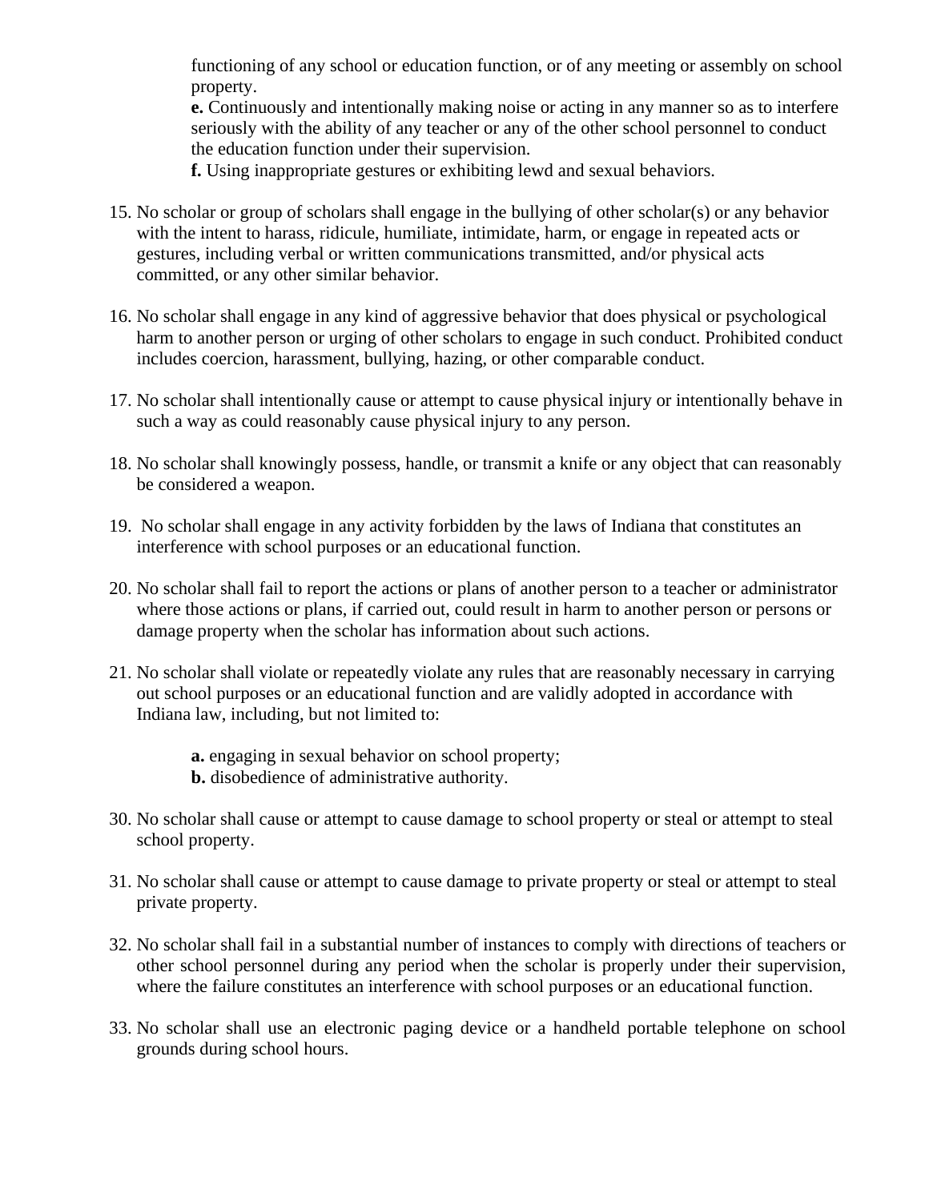functioning of any school or education function, or of any meeting or assembly on school property.

**e.** Continuously and intentionally making noise or acting in any manner so as to interfere seriously with the ability of any teacher or any of the other school personnel to conduct the education function under their supervision.

**f.** Using inappropriate gestures or exhibiting lewd and sexual behaviors.

15. No scholar or group of scholars shall engage in the bullying of other scholar(s) or any behavior with the intent to harass, ridicule, humiliate, intimidate, harm, or engage in repeated acts or gestures, including verbal or written communications transmitted, and/or physical acts committed, or any other similar behavior.

16. No scholar shall engage in any kind of aggressive behavior that does physical or psychological harm to another person or urging of other scholars to engage in such conduct. Prohibited conduct includes coercion, harassment, bullying, hazing, or other comparable conduct.

17. No scholar shall intentionally cause or attempt to cause physical injury or intentionally behave in such a way as could reasonably cause physical injury to any person.

18. No scholar shall knowingly possess, handle, or transmit a knife or any object that can reasonably be considered a weapon.

19. No scholar shall engage in any activity forbidden by the laws of Indiana that constitutes an interference with school purposes or an educational function.

20. No scholar shall fail to report the actions or plans of another person to a teacher or administrator where those actions or plans, if carried out, could result in harm to another person or persons or damage property when the scholar has information about such actions.

21. No scholar shall violate or repeatedly violate any rules that are reasonably necessary in carrying out school purposes or an educational function and are validly adopted in accordance with Indiana law, including, but not limited to:

    **a.** engaging in sexual behavior on school property;
    **b.** disobedience of administrative authority.

30. No scholar shall cause or attempt to cause damage to school property or steal or attempt to steal school property.

31. No scholar shall cause or attempt to cause damage to private property or steal or attempt to steal private property.

32. No scholar shall fail in a substantial number of instances to comply with directions of teachers or other school personnel during any period when the scholar is properly under their supervision, where the failure constitutes an interference with school purposes or an educational function.

33. No scholar shall use an electronic paging device or a handheld portable telephone on school grounds during school hours.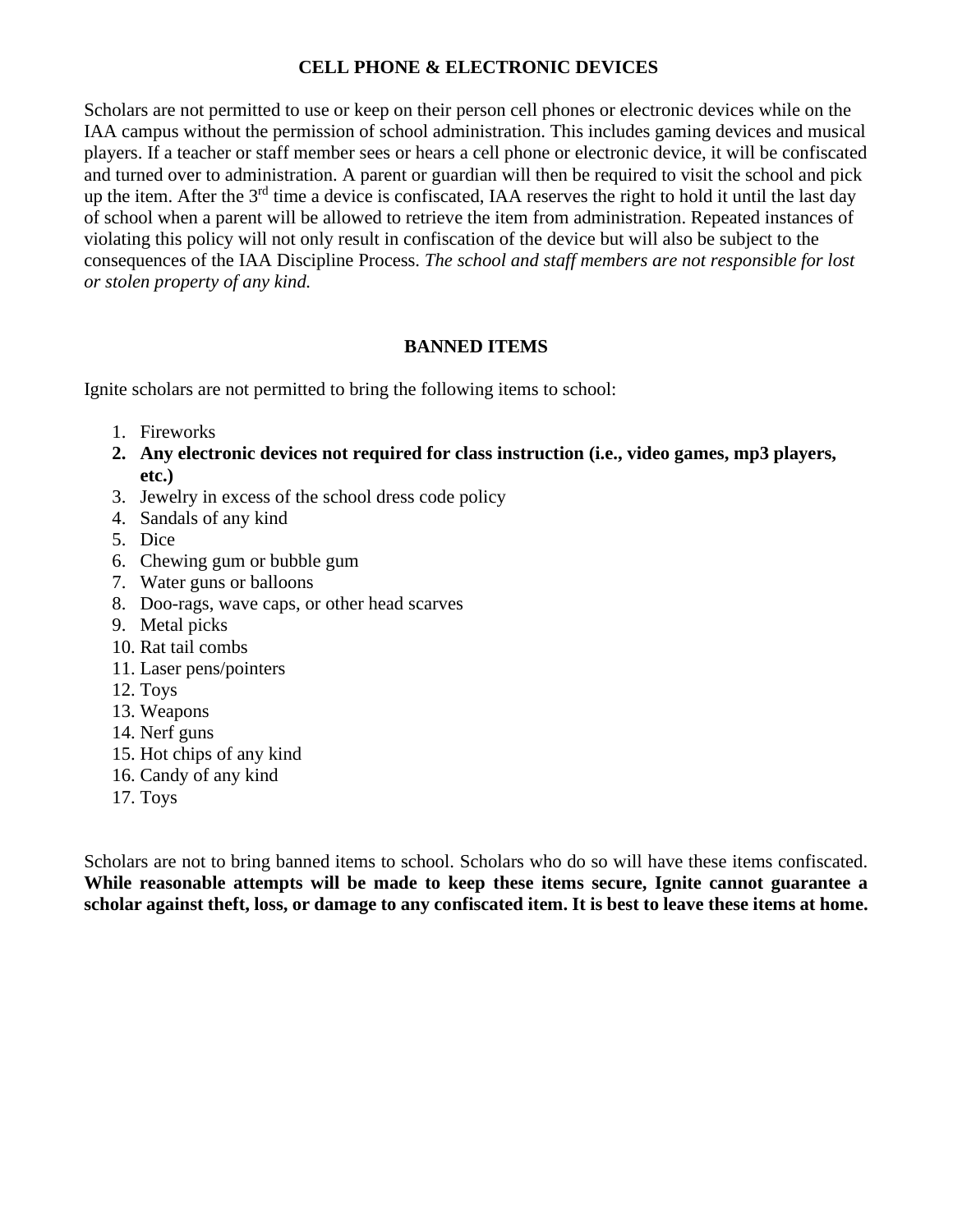## CELL PHONE & ELECTRONIC DEVICES

Scholars are not permitted to use or keep on their person cell phones or electronic devices while on the IAA campus without the permission of school administration. This includes gaming devices and musical players. If a teacher or staff member sees or hears a cell phone or electronic device, it will be confiscated and turned over to administration. A parent or guardian will then be required to visit the school and pick up the item. After the 3rd time a device is confiscated, IAA reserves the right to hold it until the last day of school when a parent will be allowed to retrieve the item from administration. Repeated instances of violating this policy will not only result in confiscation of the device but will also be subject to the consequences of the IAA Discipline Process. *The school and staff members are not responsible for lost or stolen property of any kind.*

## BANNED ITEMS

Ignite scholars are not permitted to bring the following items to school:

1. Fireworks
2. **Any electronic devices not required for class instruction (i.e., video games, mp3 players, etc.)**
3. Jewelry in excess of the school dress code policy
4. Sandals of any kind
5. Dice
6. Chewing gum or bubble gum
7. Water guns or balloons
8. Doo-rags, wave caps, or other head scarves
9. Metal picks
10. Rat tail combs
11. Laser pens/pointers
12. Toys
13. Weapons
14. Nerf guns
15. Hot chips of any kind
16. Candy of any kind
17. Toys

Scholars are not to bring banned items to school. Scholars who do so will have these items confiscated. **While reasonable attempts will be made to keep these items secure, Ignite cannot guarantee a scholar against theft, loss, or damage to any confiscated item. It is best to leave these items at home.**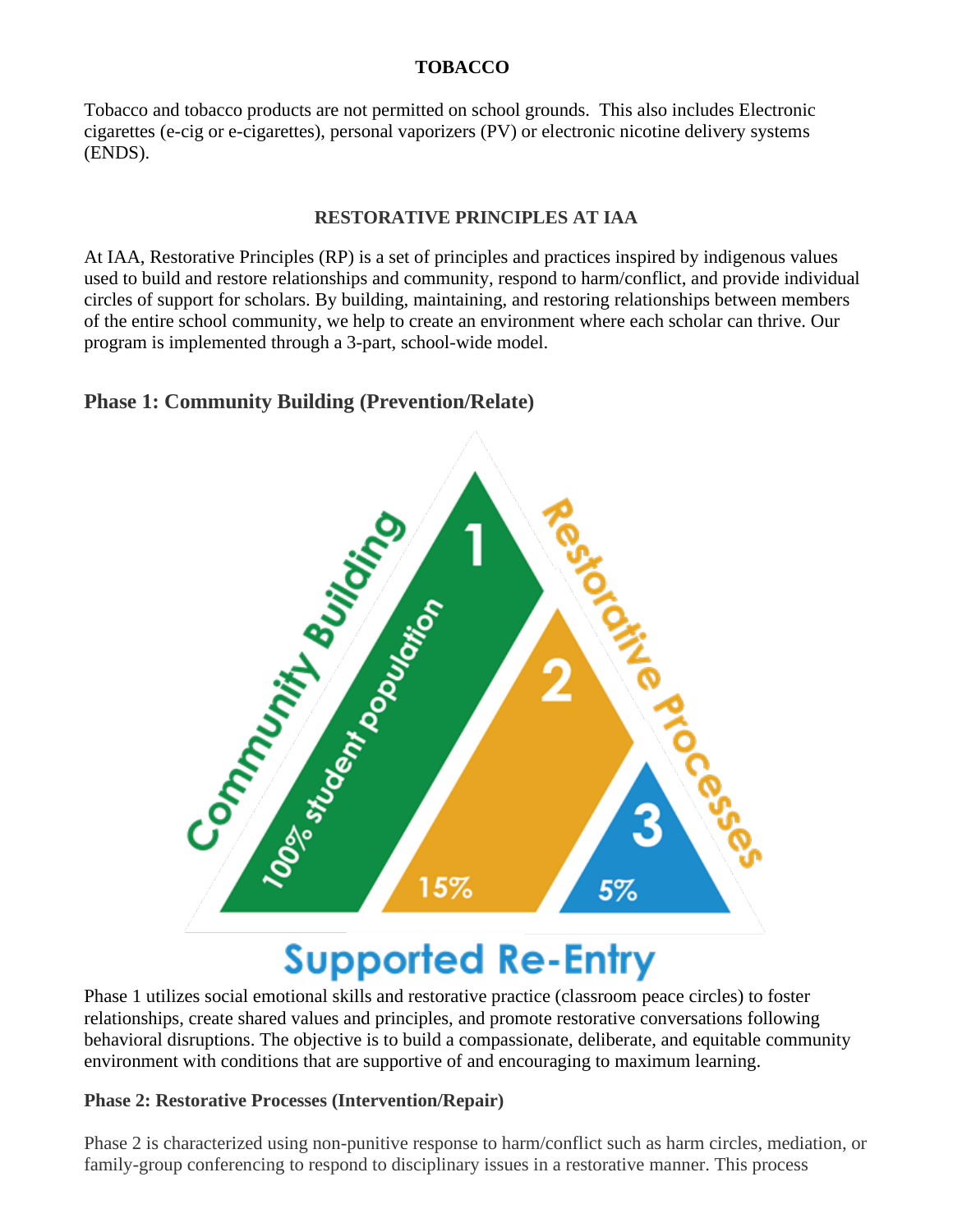**TOBACCO**

Tobacco and tobacco products are not permitted on school grounds. This also includes Electronic cigarettes (e-cig or e-cigarettes), personal vaporizers (PV) or electronic nicotine delivery systems (ENDS).

**RESTORATIVE PRINCIPLES AT IAA**

At IAA, Restorative Principles (RP) is a set of principles and practices inspired by indigenous values used to build and restore relationships and community, respond to harm/conflict, and provide individual circles of support for scholars. By building, maintaining, and restoring relationships between members of the entire school community, we help to create an environment where each scholar can thrive. Our program is implemented through a 3-part, school-wide model.

## Phase 1: Community Building (Prevention/Relate)

Community Building

1

100% student population

Restorative Processes

2

15%

3

5%

Supported Re-Entry

Phase 1 utilizes social emotional skills and restorative practice (classroom peace circles) to foster relationships, create shared values and principles, and promote restorative conversations following behavioral disruptions. The objective is to build a compassionate, deliberate, and equitable community environment with conditions that are supportive of and encouraging to maximum learning.

**Phase 2: Restorative Processes (Intervention/Repair)**

Phase 2 is characterized using non-punitive response to harm/conflict such as harm circles, mediation, or family-group conferencing to respond to disciplinary issues in a restorative manner. This process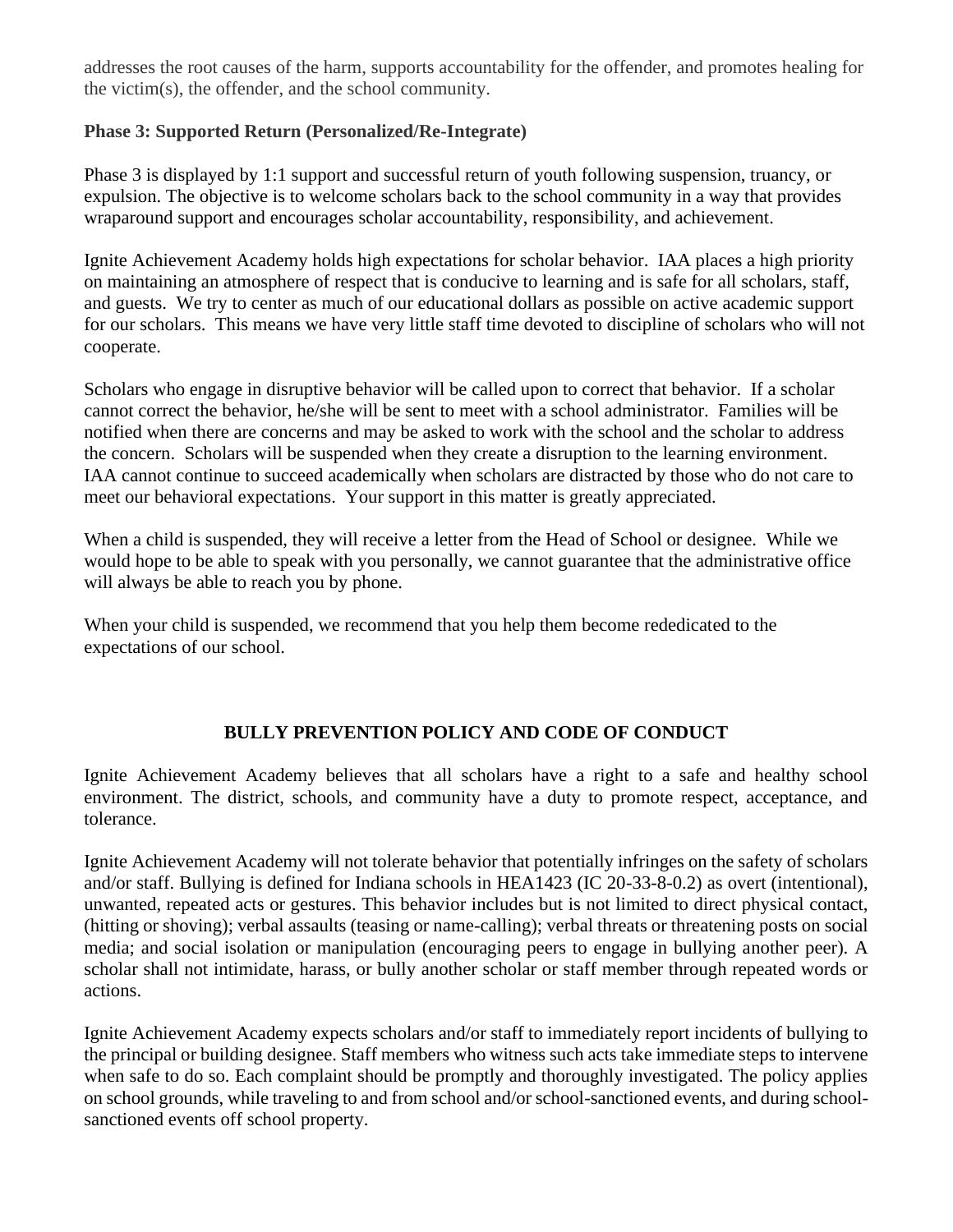addresses the root causes of the harm, supports accountability for the offender, and promotes healing for the victim(s), the offender, and the school community.

**Phase 3: Supported Return (Personalized/Re-Integrate)**

Phase 3 is displayed by 1:1 support and successful return of youth following suspension, truancy, or expulsion. The objective is to welcome scholars back to the school community in a way that provides wraparound support and encourages scholar accountability, responsibility, and achievement.

Ignite Achievement Academy holds high expectations for scholar behavior. IAA places a high priority on maintaining an atmosphere of respect that is conducive to learning and is safe for all scholars, staff, and guests. We try to center as much of our educational dollars as possible on active academic support for our scholars. This means we have very little staff time devoted to discipline of scholars who will not cooperate.

Scholars who engage in disruptive behavior will be called upon to correct that behavior. If a scholar cannot correct the behavior, he/she will be sent to meet with a school administrator. Families will be notified when there are concerns and may be asked to work with the school and the scholar to address the concern. Scholars will be suspended when they create a disruption to the learning environment. IAA cannot continue to succeed academically when scholars are distracted by those who do not care to meet our behavioral expectations. Your support in this matter is greatly appreciated.

When a child is suspended, they will receive a letter from the Head of School or designee. While we would hope to be able to speak with you personally, we cannot guarantee that the administrative office will always be able to reach you by phone.

When your child is suspended, we recommend that you help them become rededicated to the expectations of our school.

## BULLY PREVENTION POLICY AND CODE OF CONDUCT

Ignite Achievement Academy believes that all scholars have a right to a safe and healthy school environment. The district, schools, and community have a duty to promote respect, acceptance, and tolerance.

Ignite Achievement Academy will not tolerate behavior that potentially infringes on the safety of scholars and/or staff. Bullying is defined for Indiana schools in HEA1423 (IC 20-33-8-0.2) as overt (intentional), unwanted, repeated acts or gestures. This behavior includes but is not limited to direct physical contact, (hitting or shoving); verbal assaults (teasing or name-calling); verbal threats or threatening posts on social media; and social isolation or manipulation (encouraging peers to engage in bullying another peer). A scholar shall not intimidate, harass, or bully another scholar or staff member through repeated words or actions.

Ignite Achievement Academy expects scholars and/or staff to immediately report incidents of bullying to the principal or building designee. Staff members who witness such acts take immediate steps to intervene when safe to do so. Each complaint should be promptly and thoroughly investigated. The policy applies on school grounds, while traveling to and from school and/or school-sanctioned events, and during school-sanctioned events off school property.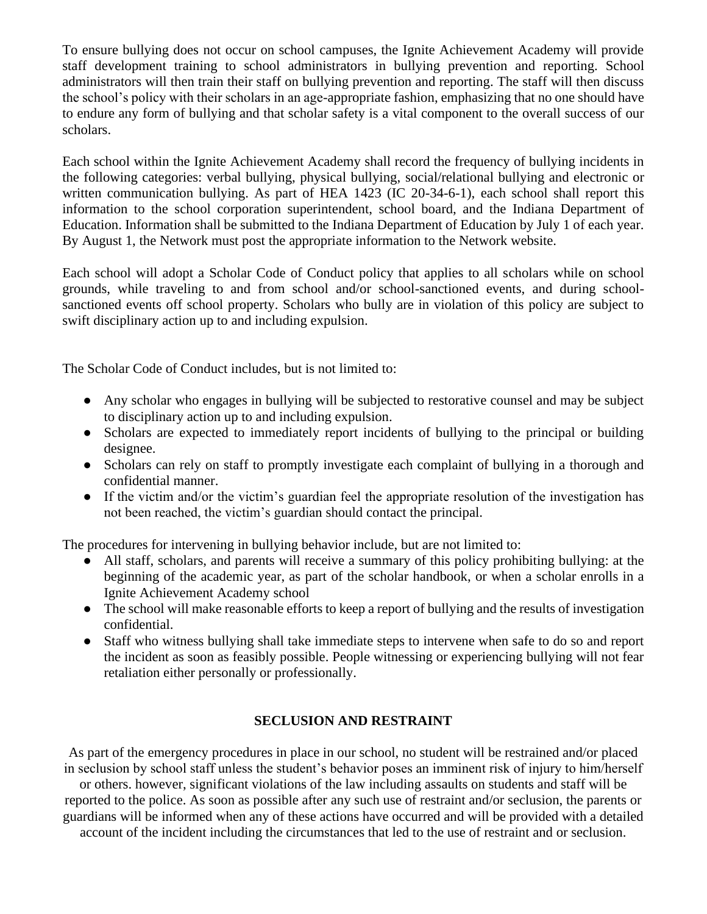To ensure bullying does not occur on school campuses, the Ignite Achievement Academy will provide staff development training to school administrators in bullying prevention and reporting. School administrators will then train their staff on bullying prevention and reporting. The staff will then discuss the school's policy with their scholars in an age-appropriate fashion, emphasizing that no one should have to endure any form of bullying and that scholar safety is a vital component to the overall success of our scholars.

Each school within the Ignite Achievement Academy shall record the frequency of bullying incidents in the following categories: verbal bullying, physical bullying, social/relational bullying and electronic or written communication bullying. As part of HEA 1423 (IC 20-34-6-1), each school shall report this information to the school corporation superintendent, school board, and the Indiana Department of Education. Information shall be submitted to the Indiana Department of Education by July 1 of each year. By August 1, the Network must post the appropriate information to the Network website.

Each school will adopt a Scholar Code of Conduct policy that applies to all scholars while on school grounds, while traveling to and from school and/or school-sanctioned events, and during school-sanctioned events off school property. Scholars who bully are in violation of this policy are subject to swift disciplinary action up to and including expulsion.

The Scholar Code of Conduct includes, but is not limited to:

- Any scholar who engages in bullying will be subjected to restorative counsel and may be subject to disciplinary action up to and including expulsion.
- Scholars are expected to immediately report incidents of bullying to the principal or building designee.
- Scholars can rely on staff to promptly investigate each complaint of bullying in a thorough and confidential manner.
- If the victim and/or the victim's guardian feel the appropriate resolution of the investigation has not been reached, the victim's guardian should contact the principal.

The procedures for intervening in bullying behavior include, but are not limited to:

- All staff, scholars, and parents will receive a summary of this policy prohibiting bullying: at the beginning of the academic year, as part of the scholar handbook, or when a scholar enrolls in a Ignite Achievement Academy school
- The school will make reasonable efforts to keep a report of bullying and the results of investigation confidential.
- Staff who witness bullying shall take immediate steps to intervene when safe to do so and report the incident as soon as feasibly possible. People witnessing or experiencing bullying will not fear retaliation either personally or professionally.

## SECLUSION AND RESTRAINT

As part of the emergency procedures in place in our school, no student will be restrained and/or placed in seclusion by school staff unless the student's behavior poses an imminent risk of injury to him/herself or others. however, significant violations of the law including assaults on students and staff will be reported to the police. As soon as possible after any such use of restraint and/or seclusion, the parents or guardians will be informed when any of these actions have occurred and will be provided with a detailed account of the incident including the circumstances that led to the use of restraint and or seclusion.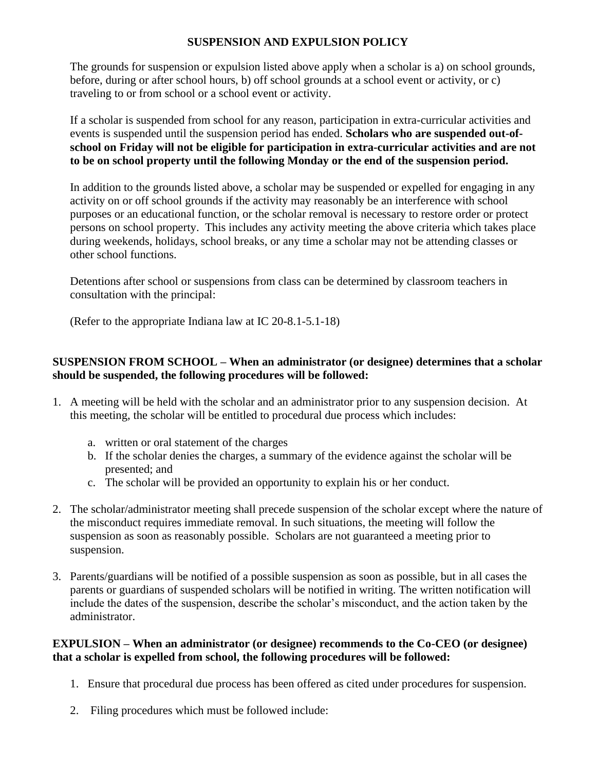## SUSPENSION AND EXPULSION POLICY

The grounds for suspension or expulsion listed above apply when a scholar is a) on school grounds, before, during or after school hours, b) off school grounds at a school event or activity, or c) traveling to or from school or a school event or activity.

If a scholar is suspended from school for any reason, participation in extra-curricular activities and events is suspended until the suspension period has ended. **Scholars who are suspended out-of-school on Friday will not be eligible for participation in extra-curricular activities and are not to be on school property until the following Monday or the end of the suspension period.**

In addition to the grounds listed above, a scholar may be suspended or expelled for engaging in any activity on or off school grounds if the activity may reasonably be an interference with school purposes or an educational function, or the scholar removal is necessary to restore order or protect persons on school property. This includes any activity meeting the above criteria which takes place during weekends, holidays, school breaks, or any time a scholar may not be attending classes or other school functions.

Detentions after school or suspensions from class can be determined by classroom teachers in consultation with the principal:

(Refer to the appropriate Indiana law at IC 20-8.1-5.1-18)

**SUSPENSION FROM SCHOOL – When an administrator (or designee) determines that a scholar should be suspended, the following procedures will be followed:**

1. A meeting will be held with the scholar and an administrator prior to any suspension decision. At this meeting, the scholar will be entitled to procedural due process which includes:
   a. written or oral statement of the charges
   b. If the scholar denies the charges, a summary of the evidence against the scholar will be presented; and
   c. The scholar will be provided an opportunity to explain his or her conduct.
2. The scholar/administrator meeting shall precede suspension of the scholar except where the nature of the misconduct requires immediate removal. In such situations, the meeting will follow the suspension as soon as reasonably possible. Scholars are not guaranteed a meeting prior to suspension.
3. Parents/guardians will be notified of a possible suspension as soon as possible, but in all cases the parents or guardians of suspended scholars will be notified in writing. The written notification will include the dates of the suspension, describe the scholar's misconduct, and the action taken by the administrator.

**EXPULSION – When an administrator (or designee) recommends to the Co-CEO (or designee) that a scholar is expelled from school, the following procedures will be followed:**

1. Ensure that procedural due process has been offered as cited under procedures for suspension.
2. Filing procedures which must be followed include: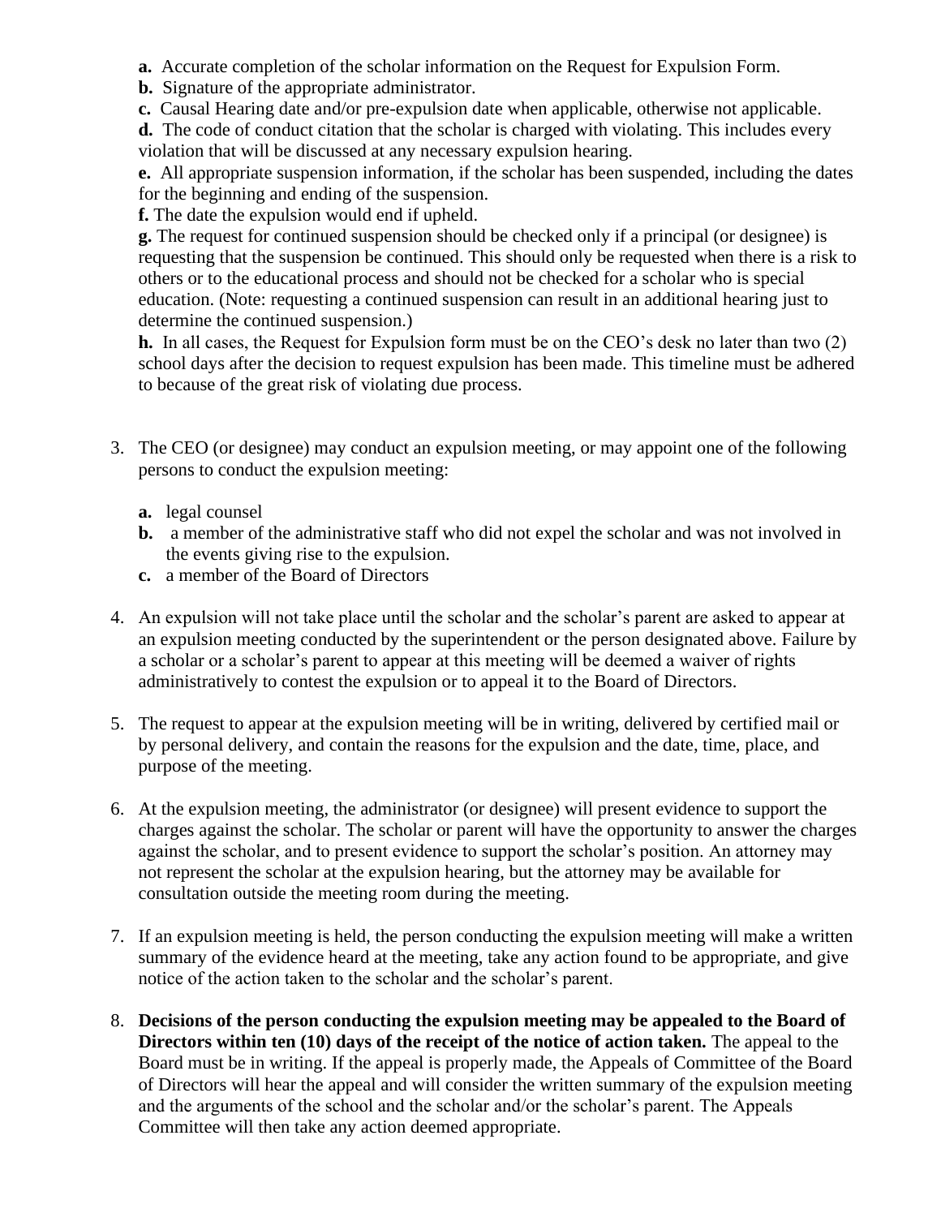**a.** Accurate completion of the scholar information on the Request for Expulsion Form.
**b.** Signature of the appropriate administrator.
**c.** Causal Hearing date and/or pre-expulsion date when applicable, otherwise not applicable.
**d.** The code of conduct citation that the scholar is charged with violating. This includes every violation that will be discussed at any necessary expulsion hearing.
**e.** All appropriate suspension information, if the scholar has been suspended, including the dates for the beginning and ending of the suspension.
**f.** The date the expulsion would end if upheld.
**g.** The request for continued suspension should be checked only if a principal (or designee) is requesting that the suspension be continued. This should only be requested when there is a risk to others or to the educational process and should not be checked for a scholar who is special education. (Note: requesting a continued suspension can result in an additional hearing just to determine the continued suspension.)
**h.** In all cases, the Request for Expulsion form must be on the CEO's desk no later than two (2) school days after the decision to request expulsion has been made. This timeline must be adhered to because of the great risk of violating due process.

3. The CEO (or designee) may conduct an expulsion meeting, or may appoint one of the following persons to conduct the expulsion meeting:

   **a.** legal counsel
   **b.** a member of the administrative staff who did not expel the scholar and was not involved in the events giving rise to the expulsion.
   **c.** a member of the Board of Directors

4. An expulsion will not take place until the scholar and the scholar's parent are asked to appear at an expulsion meeting conducted by the superintendent or the person designated above. Failure by a scholar or a scholar's parent to appear at this meeting will be deemed a waiver of rights administratively to contest the expulsion or to appeal it to the Board of Directors.

5. The request to appear at the expulsion meeting will be in writing, delivered by certified mail or by personal delivery, and contain the reasons for the expulsion and the date, time, place, and purpose of the meeting.

6. At the expulsion meeting, the administrator (or designee) will present evidence to support the charges against the scholar. The scholar or parent will have the opportunity to answer the charges against the scholar, and to present evidence to support the scholar's position. An attorney may not represent the scholar at the expulsion hearing, but the attorney may be available for consultation outside the meeting room during the meeting.

7. If an expulsion meeting is held, the person conducting the expulsion meeting will make a written summary of the evidence heard at the meeting, take any action found to be appropriate, and give notice of the action taken to the scholar and the scholar's parent.

8. **Decisions of the person conducting the expulsion meeting may be appealed to the Board of Directors within ten (10) days of the receipt of the notice of action taken.** The appeal to the Board must be in writing. If the appeal is properly made, the Appeals of Committee of the Board of Directors will hear the appeal and will consider the written summary of the expulsion meeting and the arguments of the school and the scholar and/or the scholar's parent. The Appeals Committee will then take any action deemed appropriate.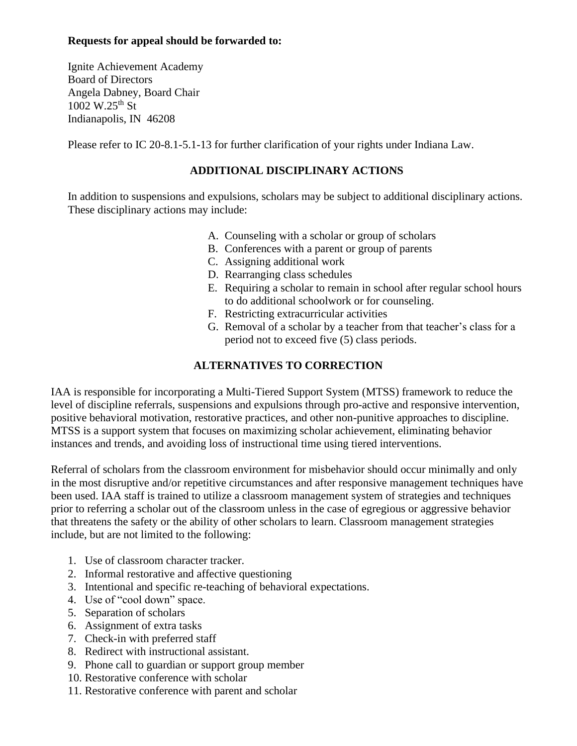**Requests for appeal should be forwarded to:**

Ignite Achievement Academy
Board of Directors
Angela Dabney, Board Chair
1002 W.25th St
Indianapolis, IN 46208

Please refer to IC 20-8.1-5.1-13 for further clarification of your rights under Indiana Law.

## ADDITIONAL DISCIPLINARY ACTIONS

In addition to suspensions and expulsions, scholars may be subject to additional disciplinary actions. These disciplinary actions may include:

A. Counseling with a scholar or group of scholars
B. Conferences with a parent or group of parents
C. Assigning additional work
D. Rearranging class schedules
E. Requiring a scholar to remain in school after regular school hours to do additional schoolwork or for counseling.
F. Restricting extracurricular activities
G. Removal of a scholar by a teacher from that teacher's class for a period not to exceed five (5) class periods.

## ALTERNATIVES TO CORRECTION

IAA is responsible for incorporating a Multi-Tiered Support System (MTSS) framework to reduce the level of discipline referrals, suspensions and expulsions through pro-active and responsive intervention, positive behavioral motivation, restorative practices, and other non-punitive approaches to discipline. MTSS is a support system that focuses on maximizing scholar achievement, eliminating behavior instances and trends, and avoiding loss of instructional time using tiered interventions.

Referral of scholars from the classroom environment for misbehavior should occur minimally and only in the most disruptive and/or repetitive circumstances and after responsive management techniques have been used. IAA staff is trained to utilize a classroom management system of strategies and techniques prior to referring a scholar out of the classroom unless in the case of egregious or aggressive behavior that threatens the safety or the ability of other scholars to learn. Classroom management strategies include, but are not limited to the following:

1. Use of classroom character tracker.
2. Informal restorative and affective questioning
3. Intentional and specific re-teaching of behavioral expectations.
4. Use of "cool down" space.
5. Separation of scholars
6. Assignment of extra tasks
7. Check-in with preferred staff
8. Redirect with instructional assistant.
9. Phone call to guardian or support group member
10. Restorative conference with scholar
11. Restorative conference with parent and scholar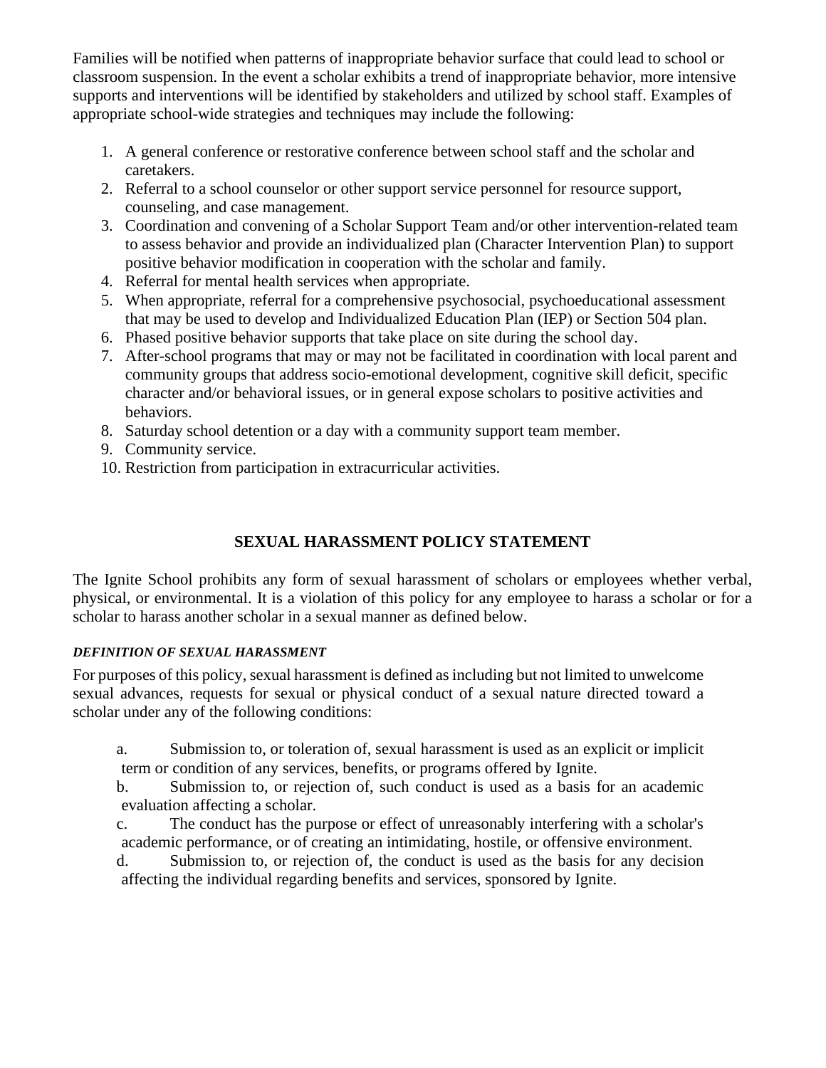Families will be notified when patterns of inappropriate behavior surface that could lead to school or classroom suspension. In the event a scholar exhibits a trend of inappropriate behavior, more intensive supports and interventions will be identified by stakeholders and utilized by school staff. Examples of appropriate school-wide strategies and techniques may include the following:

1. A general conference or restorative conference between school staff and the scholar and caretakers.
2. Referral to a school counselor or other support service personnel for resource support, counseling, and case management.
3. Coordination and convening of a Scholar Support Team and/or other intervention-related team to assess behavior and provide an individualized plan (Character Intervention Plan) to support positive behavior modification in cooperation with the scholar and family.
4. Referral for mental health services when appropriate.
5. When appropriate, referral for a comprehensive psychosocial, psychoeducational assessment that may be used to develop and Individualized Education Plan (IEP) or Section 504 plan.
6. Phased positive behavior supports that take place on site during the school day.
7. After-school programs that may or may not be facilitated in coordination with local parent and community groups that address socio-emotional development, cognitive skill deficit, specific character and/or behavioral issues, or in general expose scholars to positive activities and behaviors.
8. Saturday school detention or a day with a community support team member.
9. Community service.
10. Restriction from participation in extracurricular activities.

## SEXUAL HARASSMENT POLICY STATEMENT

The Ignite School prohibits any form of sexual harassment of scholars or employees whether verbal, physical, or environmental. It is a violation of this policy for any employee to harass a scholar or for a scholar to harass another scholar in a sexual manner as defined below.

### *DEFINITION OF SEXUAL HARASSMENT*

For purposes of this policy, sexual harassment is defined as including but not limited to unwelcome sexual advances, requests for sexual or physical conduct of a sexual nature directed toward a scholar under any of the following conditions:

a. Submission to, or toleration of, sexual harassment is used as an explicit or implicit term or condition of any services, benefits, or programs offered by Ignite.

b. Submission to, or rejection of, such conduct is used as a basis for an academic evaluation affecting a scholar.

c. The conduct has the purpose or effect of unreasonably interfering with a scholar's academic performance, or of creating an intimidating, hostile, or offensive environment.

d. Submission to, or rejection of, the conduct is used as the basis for any decision affecting the individual regarding benefits and services, sponsored by Ignite.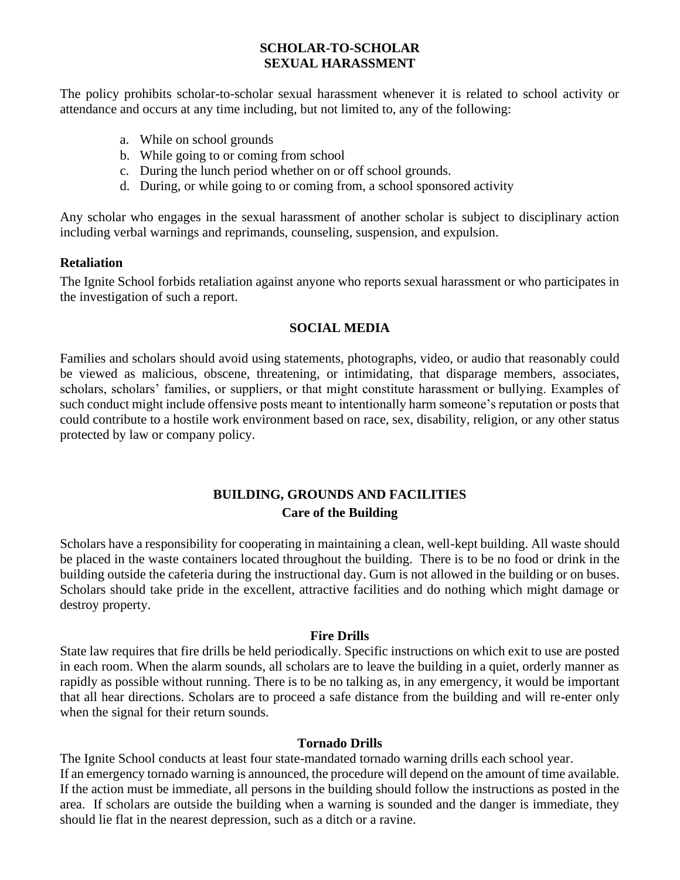## SCHOLAR-TO-SCHOLAR SEXUAL HARASSMENT

The policy prohibits scholar-to-scholar sexual harassment whenever it is related to school activity or attendance and occurs at any time including, but not limited to, any of the following:

a. While on school grounds
b. While going to or coming from school
c. During the lunch period whether on or off school grounds.
d. During, or while going to or coming from, a school sponsored activity

Any scholar who engages in the sexual harassment of another scholar is subject to disciplinary action including verbal warnings and reprimands, counseling, suspension, and expulsion.

### Retaliation

The Ignite School forbids retaliation against anyone who reports sexual harassment or who participates in the investigation of such a report.

## SOCIAL MEDIA

Families and scholars should avoid using statements, photographs, video, or audio that reasonably could be viewed as malicious, obscene, threatening, or intimidating, that disparage members, associates, scholars, scholars' families, or suppliers, or that might constitute harassment or bullying. Examples of such conduct might include offensive posts meant to intentionally harm someone's reputation or posts that could contribute to a hostile work environment based on race, sex, disability, religion, or any other status protected by law or company policy.

## BUILDING, GROUNDS AND FACILITIES

### Care of the Building

Scholars have a responsibility for cooperating in maintaining a clean, well-kept building. All waste should be placed in the waste containers located throughout the building. There is to be no food or drink in the building outside the cafeteria during the instructional day. Gum is not allowed in the building or on buses. Scholars should take pride in the excellent, attractive facilities and do nothing which might damage or destroy property.

### Fire Drills

State law requires that fire drills be held periodically. Specific instructions on which exit to use are posted in each room. When the alarm sounds, all scholars are to leave the building in a quiet, orderly manner as rapidly as possible without running. There is to be no talking as, in any emergency, it would be important that all hear directions. Scholars are to proceed a safe distance from the building and will re-enter only when the signal for their return sounds.

### Tornado Drills

The Ignite School conducts at least four state-mandated tornado warning drills each school year.
If an emergency tornado warning is announced, the procedure will depend on the amount of time available. If the action must be immediate, all persons in the building should follow the instructions as posted in the area. If scholars are outside the building when a warning is sounded and the danger is immediate, they should lie flat in the nearest depression, such as a ditch or a ravine.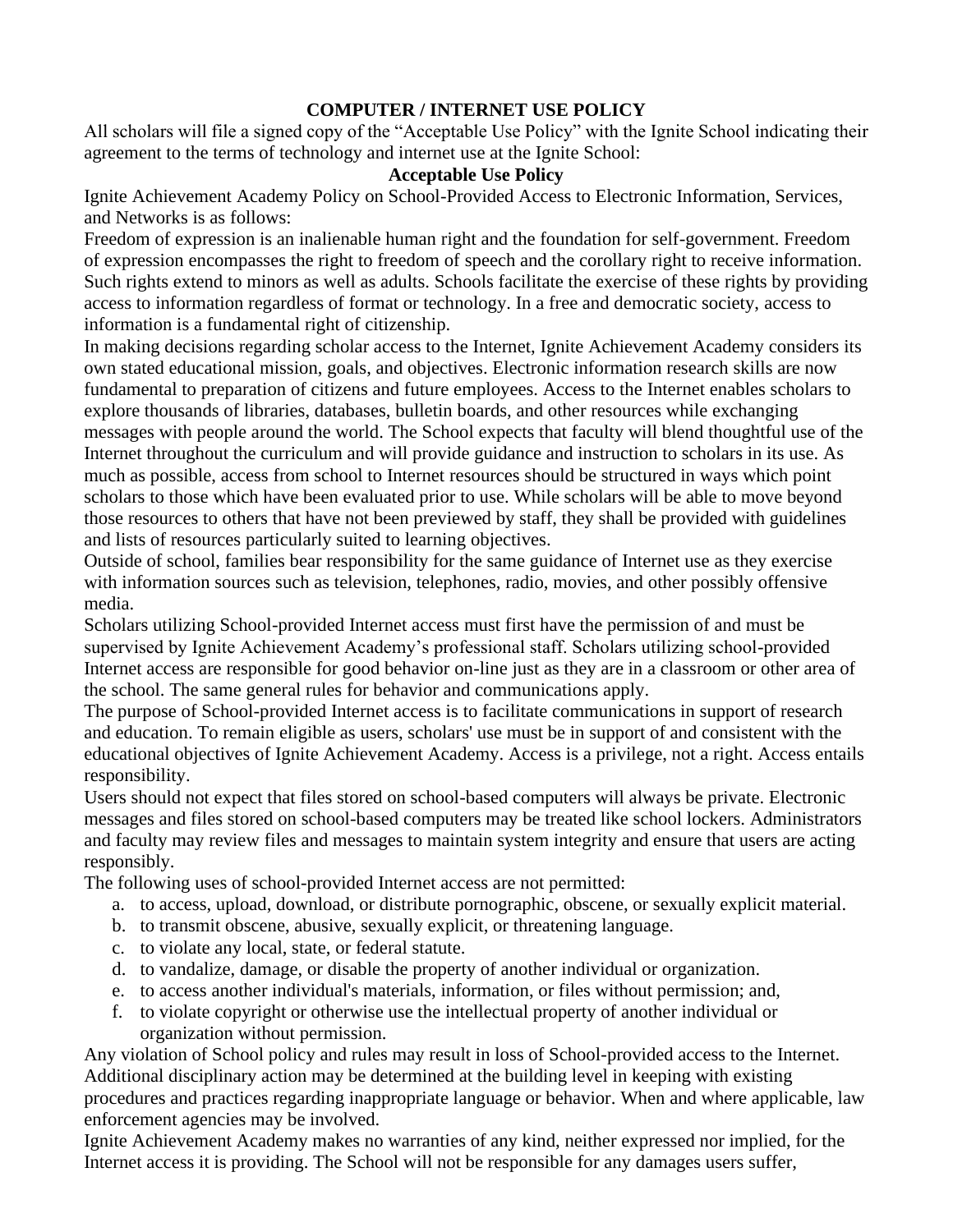## COMPUTER / INTERNET USE POLICY

All scholars will file a signed copy of the "Acceptable Use Policy" with the Ignite School indicating their agreement to the terms of technology and internet use at the Ignite School:

### Acceptable Use Policy

Ignite Achievement Academy Policy on School-Provided Access to Electronic Information, Services, and Networks is as follows:

Freedom of expression is an inalienable human right and the foundation for self-government. Freedom of expression encompasses the right to freedom of speech and the corollary right to receive information. Such rights extend to minors as well as adults. Schools facilitate the exercise of these rights by providing access to information regardless of format or technology. In a free and democratic society, access to information is a fundamental right of citizenship.

In making decisions regarding scholar access to the Internet, Ignite Achievement Academy considers its own stated educational mission, goals, and objectives. Electronic information research skills are now fundamental to preparation of citizens and future employees. Access to the Internet enables scholars to explore thousands of libraries, databases, bulletin boards, and other resources while exchanging messages with people around the world. The School expects that faculty will blend thoughtful use of the Internet throughout the curriculum and will provide guidance and instruction to scholars in its use. As much as possible, access from school to Internet resources should be structured in ways which point scholars to those which have been evaluated prior to use. While scholars will be able to move beyond those resources to others that have not been previewed by staff, they shall be provided with guidelines and lists of resources particularly suited to learning objectives.

Outside of school, families bear responsibility for the same guidance of Internet use as they exercise with information sources such as television, telephones, radio, movies, and other possibly offensive media.

Scholars utilizing School-provided Internet access must first have the permission of and must be supervised by Ignite Achievement Academy's professional staff. Scholars utilizing school-provided Internet access are responsible for good behavior on-line just as they are in a classroom or other area of the school. The same general rules for behavior and communications apply.

The purpose of School-provided Internet access is to facilitate communications in support of research and education. To remain eligible as users, scholars' use must be in support of and consistent with the educational objectives of Ignite Achievement Academy. Access is a privilege, not a right. Access entails responsibility.

Users should not expect that files stored on school-based computers will always be private. Electronic messages and files stored on school-based computers may be treated like school lockers. Administrators and faculty may review files and messages to maintain system integrity and ensure that users are acting responsibly.

The following uses of school-provided Internet access are not permitted:

a. to access, upload, download, or distribute pornographic, obscene, or sexually explicit material.
b. to transmit obscene, abusive, sexually explicit, or threatening language.
c. to violate any local, state, or federal statute.
d. to vandalize, damage, or disable the property of another individual or organization.
e. to access another individual's materials, information, or files without permission; and,
f. to violate copyright or otherwise use the intellectual property of another individual or organization without permission.

Any violation of School policy and rules may result in loss of School-provided access to the Internet. Additional disciplinary action may be determined at the building level in keeping with existing procedures and practices regarding inappropriate language or behavior. When and where applicable, law enforcement agencies may be involved.

Ignite Achievement Academy makes no warranties of any kind, neither expressed nor implied, for the Internet access it is providing. The School will not be responsible for any damages users suffer,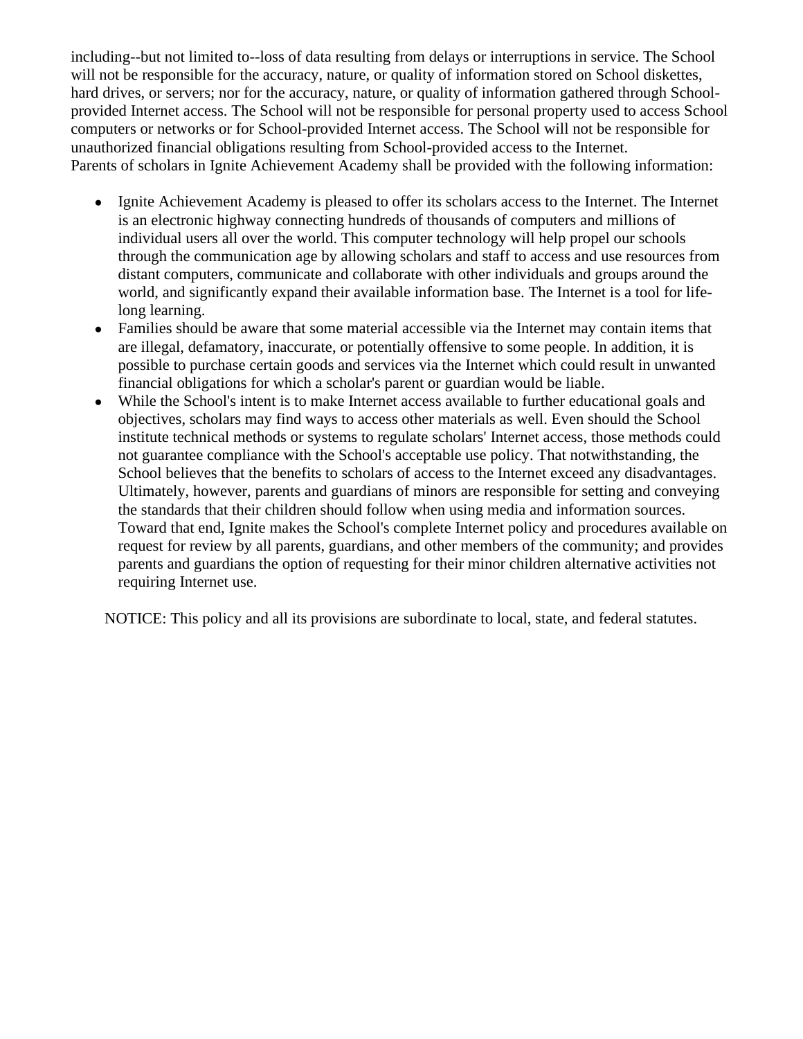including--but not limited to--loss of data resulting from delays or interruptions in service. The School will not be responsible for the accuracy, nature, or quality of information stored on School diskettes, hard drives, or servers; nor for the accuracy, nature, or quality of information gathered through School-provided Internet access. The School will not be responsible for personal property used to access School computers or networks or for School-provided Internet access. The School will not be responsible for unauthorized financial obligations resulting from School-provided access to the Internet.
Parents of scholars in Ignite Achievement Academy shall be provided with the following information:

- Ignite Achievement Academy is pleased to offer its scholars access to the Internet. The Internet is an electronic highway connecting hundreds of thousands of computers and millions of individual users all over the world. This computer technology will help propel our schools through the communication age by allowing scholars and staff to access and use resources from distant computers, communicate and collaborate with other individuals and groups around the world, and significantly expand their available information base. The Internet is a tool for life-long learning.
- Families should be aware that some material accessible via the Internet may contain items that are illegal, defamatory, inaccurate, or potentially offensive to some people. In addition, it is possible to purchase certain goods and services via the Internet which could result in unwanted financial obligations for which a scholar's parent or guardian would be liable.
- While the School's intent is to make Internet access available to further educational goals and objectives, scholars may find ways to access other materials as well. Even should the School institute technical methods or systems to regulate scholars' Internet access, those methods could not guarantee compliance with the School's acceptable use policy. That notwithstanding, the School believes that the benefits to scholars of access to the Internet exceed any disadvantages. Ultimately, however, parents and guardians of minors are responsible for setting and conveying the standards that their children should follow when using media and information sources. Toward that end, Ignite makes the School's complete Internet policy and procedures available on request for review by all parents, guardians, and other members of the community; and provides parents and guardians the option of requesting for their minor children alternative activities not requiring Internet use.

NOTICE: This policy and all its provisions are subordinate to local, state, and federal statutes.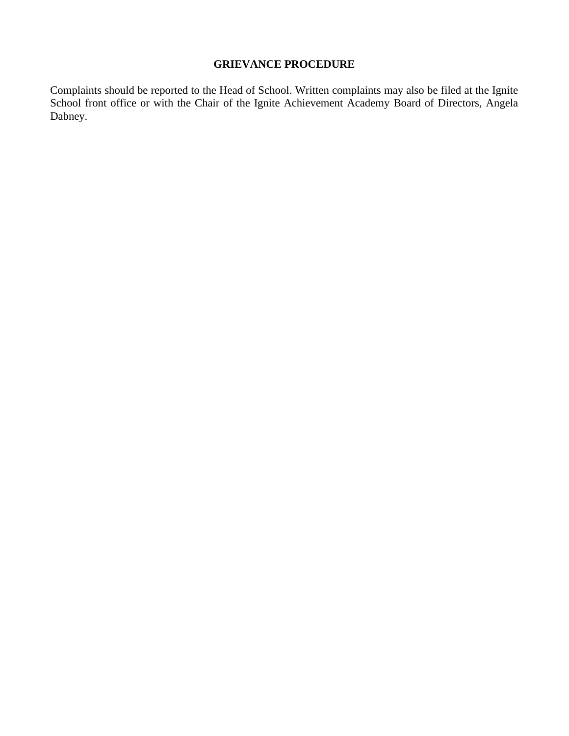## GRIEVANCE PROCEDURE

Complaints should be reported to the Head of School. Written complaints may also be filed at the Ignite School front office or with the Chair of the Ignite Achievement Academy Board of Directors, Angela Dabney.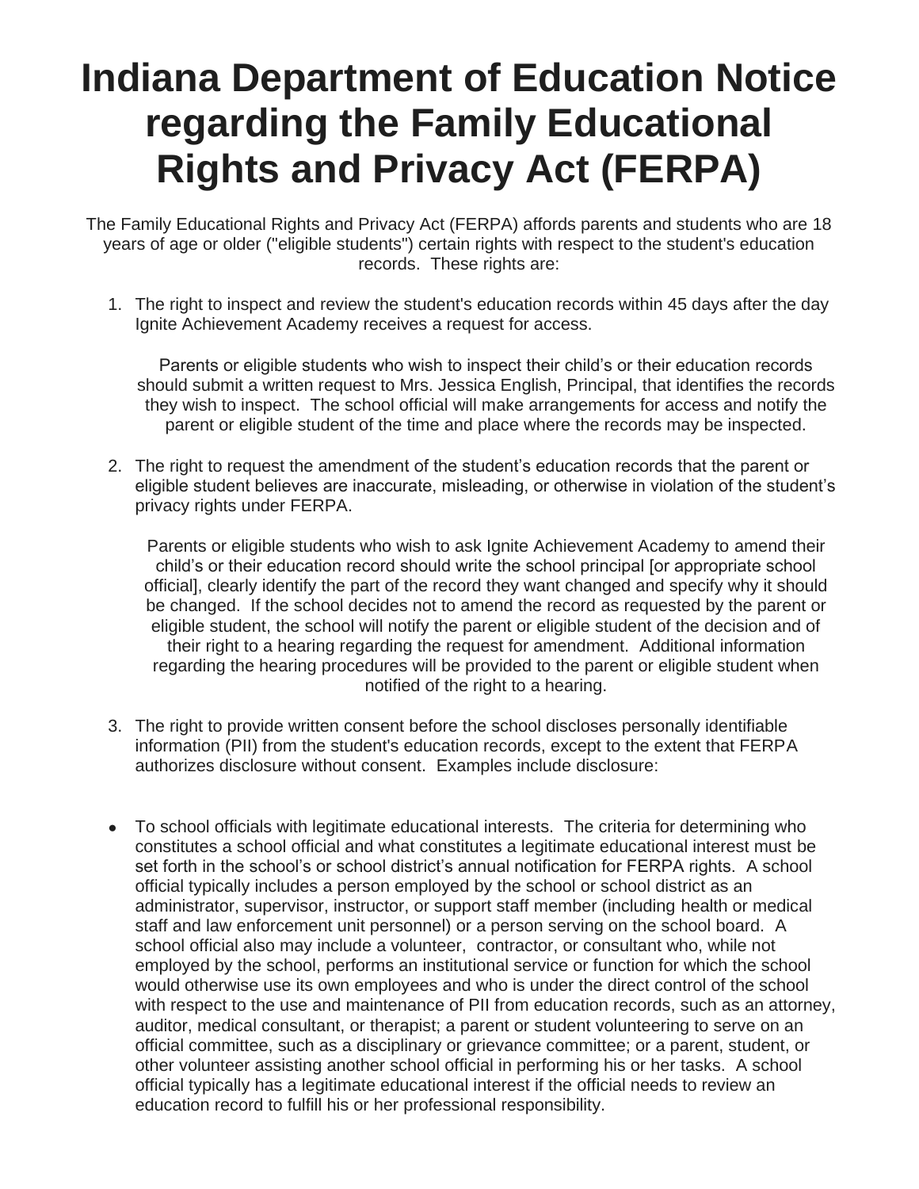# Indiana Department of Education Notice regarding the Family Educational Rights and Privacy Act (FERPA)

The Family Educational Rights and Privacy Act (FERPA) affords parents and students who are 18 years of age or older ("eligible students") certain rights with respect to the student's education records. These rights are:

1. The right to inspect and review the student's education records within 45 days after the day Ignite Achievement Academy receives a request for access.

   Parents or eligible students who wish to inspect their child's or their education records should submit a written request to Mrs. Jessica English, Principal, that identifies the records they wish to inspect. The school official will make arrangements for access and notify the parent or eligible student of the time and place where the records may be inspected.

2. The right to request the amendment of the student's education records that the parent or eligible student believes are inaccurate, misleading, or otherwise in violation of the student's privacy rights under FERPA.

   Parents or eligible students who wish to ask Ignite Achievement Academy to amend their child's or their education record should write the school principal [or appropriate school official], clearly identify the part of the record they want changed and specify why it should be changed. If the school decides not to amend the record as requested by the parent or eligible student, the school will notify the parent or eligible student of the decision and of their right to a hearing regarding the request for amendment. Additional information regarding the hearing procedures will be provided to the parent or eligible student when notified of the right to a hearing.

3. The right to provide written consent before the school discloses personally identifiable information (PII) from the student's education records, except to the extent that FERPA authorizes disclosure without consent. Examples include disclosure:

- To school officials with legitimate educational interests. The criteria for determining who constitutes a school official and what constitutes a legitimate educational interest must be set forth in the school's or school district's annual notification for FERPA rights. A school official typically includes a person employed by the school or school district as an administrator, supervisor, instructor, or support staff member (including health or medical staff and law enforcement unit personnel) or a person serving on the school board. A school official also may include a volunteer, contractor, or consultant who, while not employed by the school, performs an institutional service or function for which the school would otherwise use its own employees and who is under the direct control of the school with respect to the use and maintenance of PII from education records, such as an attorney, auditor, medical consultant, or therapist; a parent or student volunteering to serve on an official committee, such as a disciplinary or grievance committee; or a parent, student, or other volunteer assisting another school official in performing his or her tasks. A school official typically has a legitimate educational interest if the official needs to review an education record to fulfill his or her professional responsibility.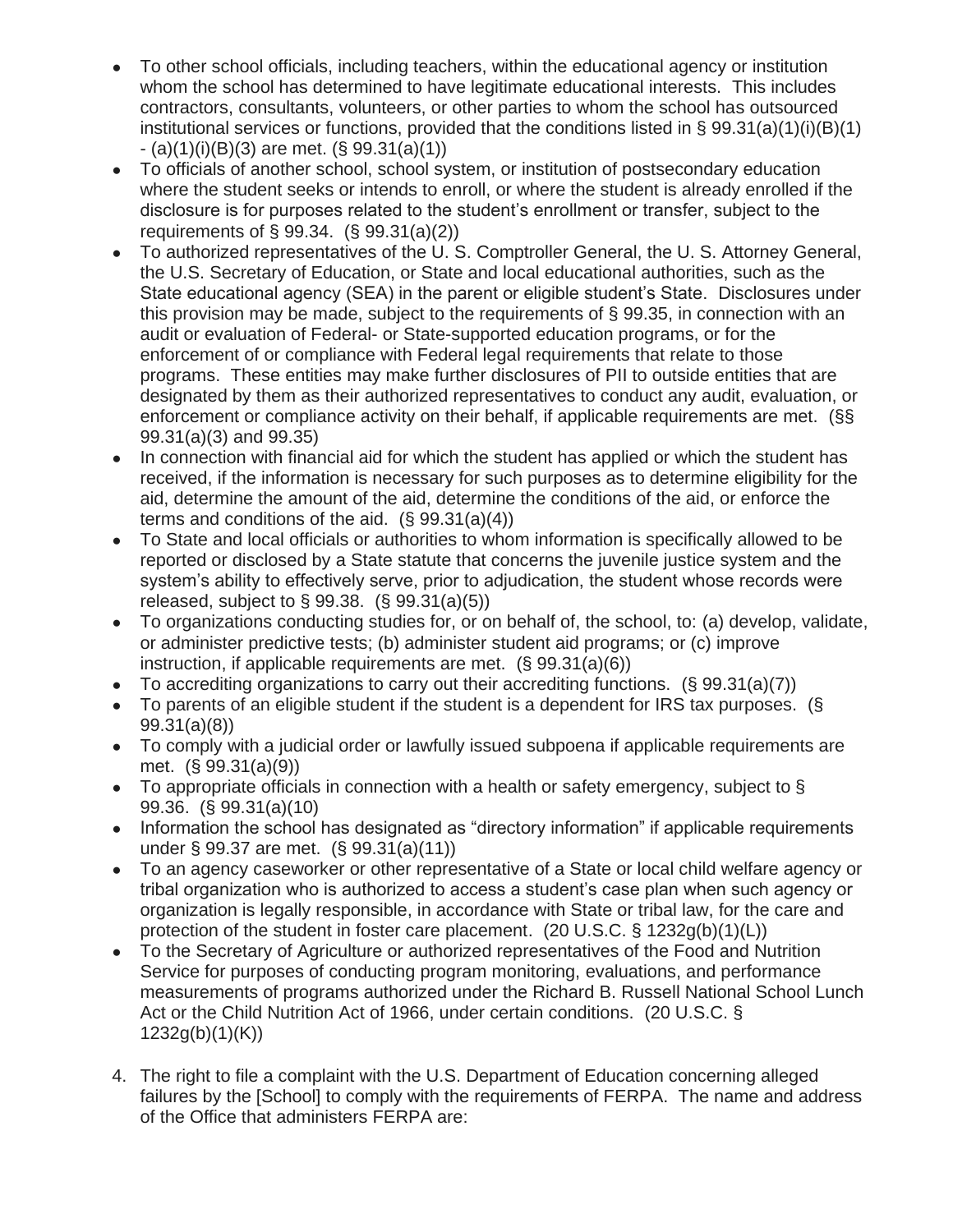- To other school officials, including teachers, within the educational agency or institution whom the school has determined to have legitimate educational interests. This includes contractors, consultants, volunteers, or other parties to whom the school has outsourced institutional services or functions, provided that the conditions listed in § 99.31(a)(1)(i)(B)(1) - (a)(1)(i)(B)(3) are met. (§ 99.31(a)(1))
- To officials of another school, school system, or institution of postsecondary education where the student seeks or intends to enroll, or where the student is already enrolled if the disclosure is for purposes related to the student's enrollment or transfer, subject to the requirements of § 99.34. (§ 99.31(a)(2))
- To authorized representatives of the U. S. Comptroller General, the U. S. Attorney General, the U.S. Secretary of Education, or State and local educational authorities, such as the State educational agency (SEA) in the parent or eligible student's State. Disclosures under this provision may be made, subject to the requirements of § 99.35, in connection with an audit or evaluation of Federal- or State-supported education programs, or for the enforcement of or compliance with Federal legal requirements that relate to those programs. These entities may make further disclosures of PII to outside entities that are designated by them as their authorized representatives to conduct any audit, evaluation, or enforcement or compliance activity on their behalf, if applicable requirements are met. (§§ 99.31(a)(3) and 99.35)
- In connection with financial aid for which the student has applied or which the student has received, if the information is necessary for such purposes as to determine eligibility for the aid, determine the amount of the aid, determine the conditions of the aid, or enforce the terms and conditions of the aid. (§ 99.31(a)(4))
- To State and local officials or authorities to whom information is specifically allowed to be reported or disclosed by a State statute that concerns the juvenile justice system and the system's ability to effectively serve, prior to adjudication, the student whose records were released, subject to § 99.38. (§ 99.31(a)(5))
- To organizations conducting studies for, or on behalf of, the school, to: (a) develop, validate, or administer predictive tests; (b) administer student aid programs; or (c) improve instruction, if applicable requirements are met. (§ 99.31(a)(6))
- To accrediting organizations to carry out their accrediting functions. (§ 99.31(a)(7))
- To parents of an eligible student if the student is a dependent for IRS tax purposes. (§ 99.31(a)(8))
- To comply with a judicial order or lawfully issued subpoena if applicable requirements are met. (§ 99.31(a)(9))
- To appropriate officials in connection with a health or safety emergency, subject to § 99.36. (§ 99.31(a)(10)
- Information the school has designated as "directory information" if applicable requirements under § 99.37 are met. (§ 99.31(a)(11))
- To an agency caseworker or other representative of a State or local child welfare agency or tribal organization who is authorized to access a student's case plan when such agency or organization is legally responsible, in accordance with State or tribal law, for the care and protection of the student in foster care placement. (20 U.S.C. § 1232g(b)(1)(L))
- To the Secretary of Agriculture or authorized representatives of the Food and Nutrition Service for purposes of conducting program monitoring, evaluations, and performance measurements of programs authorized under the Richard B. Russell National School Lunch Act or the Child Nutrition Act of 1966, under certain conditions. (20 U.S.C. § 1232g(b)(1)(K))

4. The right to file a complaint with the U.S. Department of Education concerning alleged failures by the [School] to comply with the requirements of FERPA. The name and address of the Office that administers FERPA are: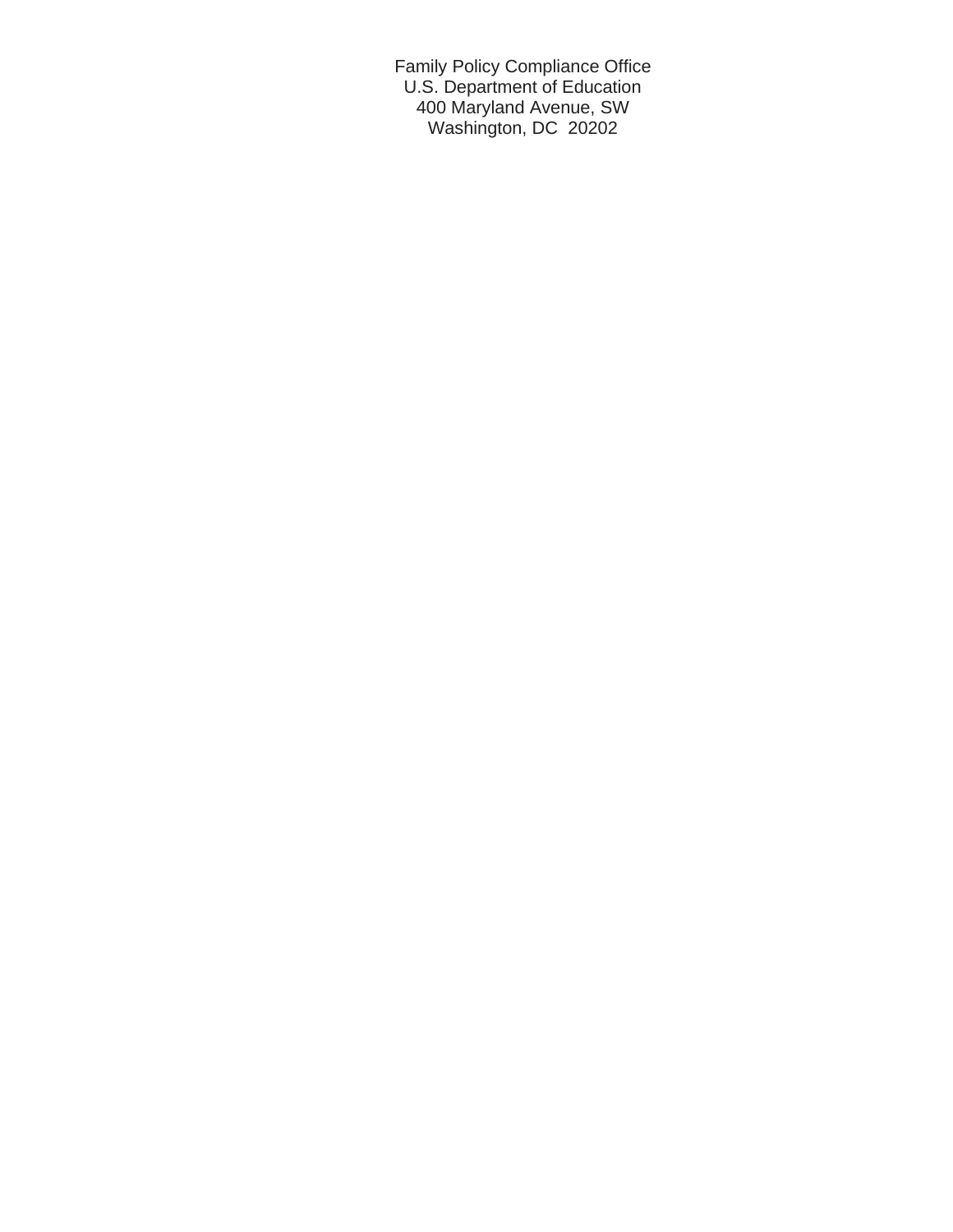Family Policy Compliance Office
U.S. Department of Education
400 Maryland Avenue, SW
Washington, DC  20202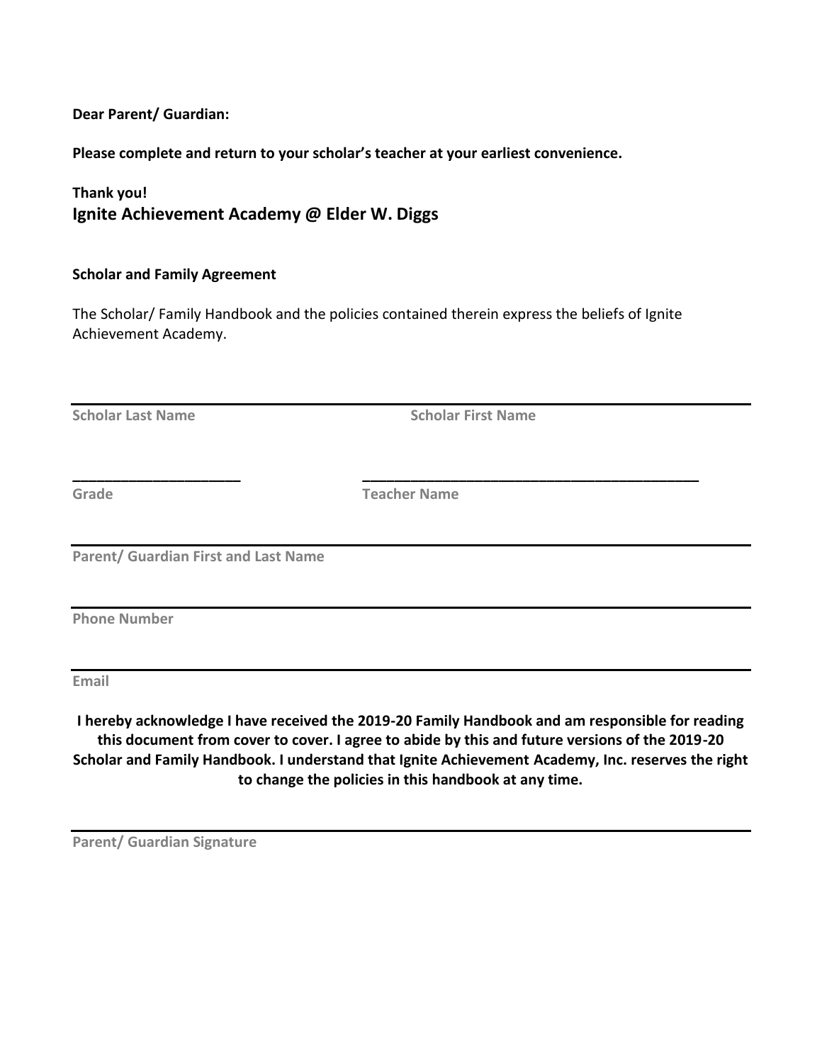**Dear Parent/ Guardian:**

**Please complete and return to your scholar's teacher at your earliest convenience.**

**Thank you!**
## Ignite Achievement Academy @ Elder W. Diggs

**Scholar and Family Agreement**

The Scholar/ Family Handbook and the policies contained therein express the beliefs of Ignite Achievement Academy.

_______________________________________________
**Scholar Last Name** **Scholar First Name**

____________________ ________________________________________
**Grade** **Teacher Name**

_______________________________________________
**Parent/ Guardian First and Last Name**

_______________________________________________
**Phone Number**

_______________________________________________
**Email**

**I hereby acknowledge I have received the 2019-20 Family Handbook and am responsible for reading this document from cover to cover. I agree to abide by this and future versions of the 2019-20 Scholar and Family Handbook. I understand that Ignite Achievement Academy, Inc. reserves the right to change the policies in this handbook at any time.**

_______________________________________________
**Parent/ Guardian Signature**